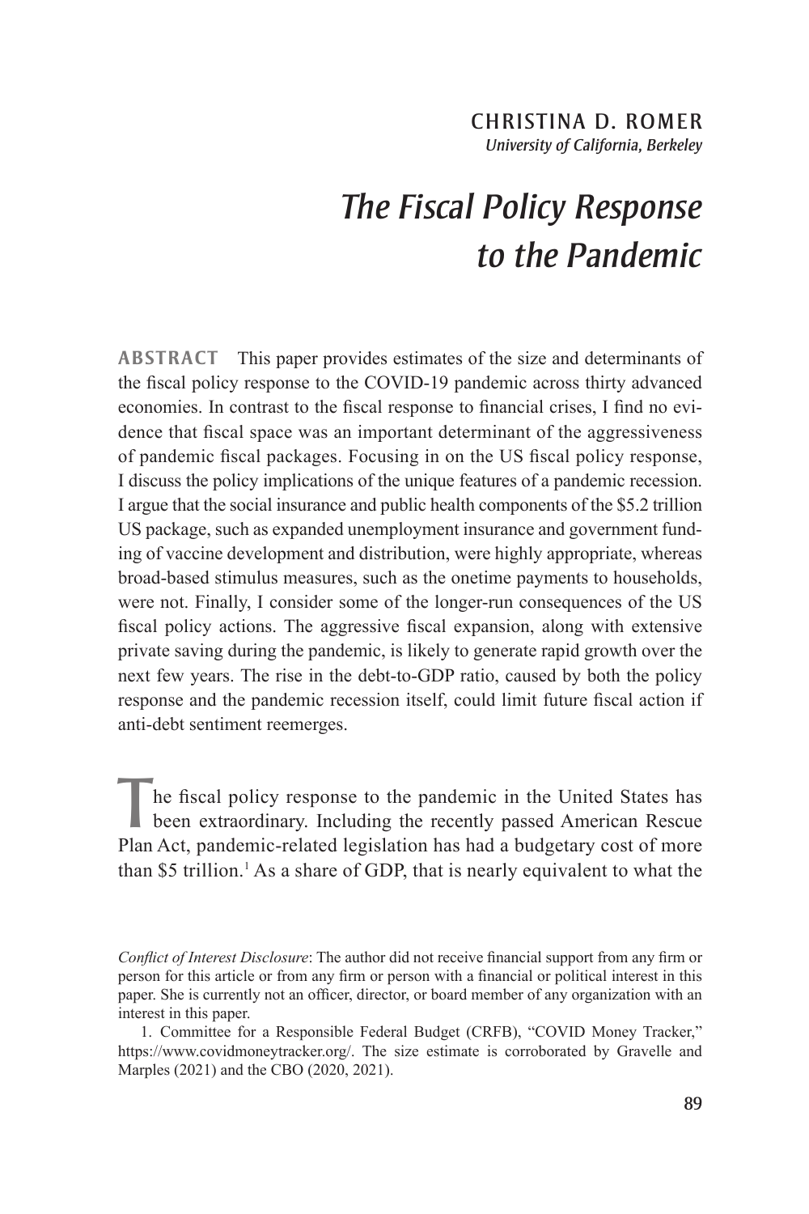CHRISTINA D. ROMER
*University of California, Berkeley*

# *The Fiscal Policy Response to the Pandemic*

**ABSTRACT** This paper provides estimates of the size and determinants of the fiscal policy response to the COVID-19 pandemic across thirty advanced economies. In contrast to the fiscal response to financial crises, I find no evidence that fiscal space was an important determinant of the aggressiveness of pandemic fiscal packages. Focusing in on the US fiscal policy response, I discuss the policy implications of the unique features of a pandemic recession. I argue that the social insurance and public health components of the $5.2 trillion US package, such as expanded unemployment insurance and government funding of vaccine development and distribution, were highly appropriate, whereas broad-based stimulus measures, such as the onetime payments to households, were not. Finally, I consider some of the longer-run consequences of the US fiscal policy actions. The aggressive fiscal expansion, along with extensive private saving during the pandemic, is likely to generate rapid growth over the next few years. The rise in the debt-to-GDP ratio, caused by both the policy response and the pandemic recession itself, could limit future fiscal action if anti-debt sentiment reemerges.

The fiscal policy response to the pandemic in the United States has been extraordinary. Including the recently passed American Rescue Plan Act, pandemic-related legislation has had a budgetary cost of more than $5 trillion.[1] As a share of GDP, that is nearly equivalent to what the

*Conflict of Interest Disclosure*: The author did not receive financial support from any firm or person for this article or from any firm or person with a financial or political interest in this paper. She is currently not an officer, director, or board member of any organization with an interest in this paper.

1. Committee for a Responsible Federal Budget (CRFB), "COVID Money Tracker," https://www.covidmoneytracker.org/. The size estimate is corroborated by Gravelle and Marples (2021) and the CBO (2020, 2021).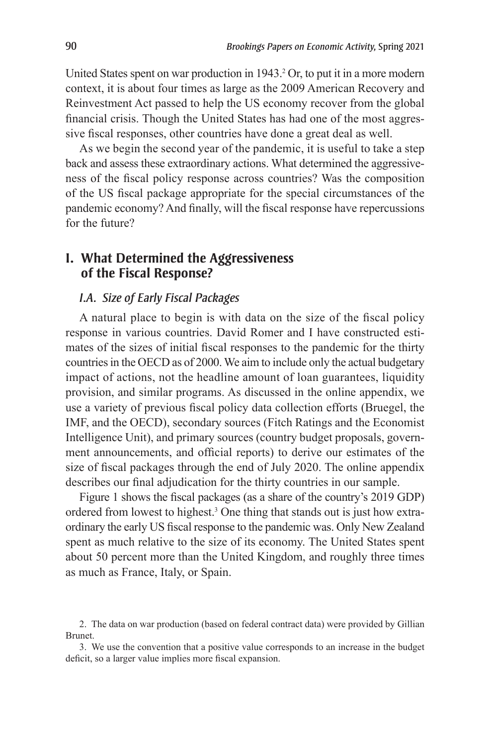United States spent on war production in 1943.[2] Or, to put it in a more modern context, it is about four times as large as the 2009 American Recovery and Reinvestment Act passed to help the US economy recover from the global financial crisis. Though the United States has had one of the most aggressive fiscal responses, other countries have done a great deal as well.

As we begin the second year of the pandemic, it is useful to take a step back and assess these extraordinary actions. What determined the aggressiveness of the fiscal policy response across countries? Was the composition of the US fiscal package appropriate for the special circumstances of the pandemic economy? And finally, will the fiscal response have repercussions for the future?

## I. What Determined the Aggressiveness of the Fiscal Response?

### *I.A. Size of Early Fiscal Packages*

A natural place to begin is with data on the size of the fiscal policy response in various countries. David Romer and I have constructed estimates of the sizes of initial fiscal responses to the pandemic for the thirty countries in the OECD as of 2000. We aim to include only the actual budgetary impact of actions, not the headline amount of loan guarantees, liquidity provision, and similar programs. As discussed in the online appendix, we use a variety of previous fiscal policy data collection efforts (Bruegel, the IMF, and the OECD), secondary sources (Fitch Ratings and the Economist Intelligence Unit), and primary sources (country budget proposals, government announcements, and official reports) to derive our estimates of the size of fiscal packages through the end of July 2020. The online appendix describes our final adjudication for the thirty countries in our sample.

Figure 1 shows the fiscal packages (as a share of the country's 2019 GDP) ordered from lowest to highest.[3] One thing that stands out is just how extraordinary the early US fiscal response to the pandemic was. Only New Zealand spent as much relative to the size of its economy. The United States spent about 50 percent more than the United Kingdom, and roughly three times as much as France, Italy, or Spain.

2. The data on war production (based on federal contract data) were provided by Gillian Brunet.

3. We use the convention that a positive value corresponds to an increase in the budget deficit, so a larger value implies more fiscal expansion.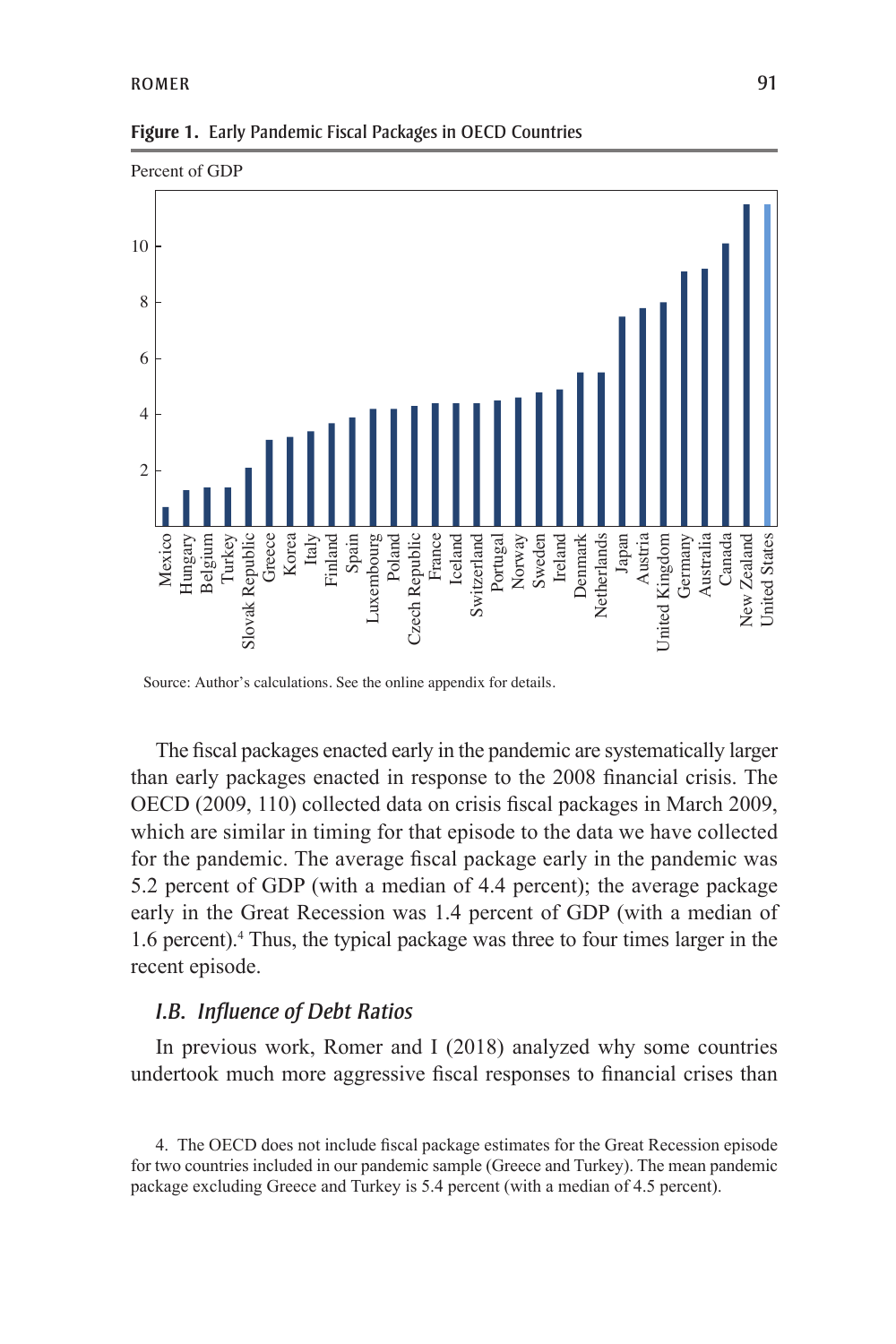**Figure 1.** Early Pandemic Fiscal Packages in OECD Countries

Percent of GDP

Mexico, Hungary, Belgium, Turkey, Slovak Republic, Greece, Korea, Italy, Finland, Spain, Luxembourg, Poland, Czech Republic, France, Iceland, Switzerland, Portugal, Norway, Sweden, Ireland, Denmark, Netherlands, Japan, Austria, United Kingdom, Germany, Australia, Canada, New Zealand, United States

Source: Author's calculations. See the online appendix for details.

The fiscal packages enacted early in the pandemic are systematically larger than early packages enacted in response to the 2008 financial crisis. The OECD (2009, 110) collected data on crisis fiscal packages in March 2009, which are similar in timing for that episode to the data we have collected for the pandemic. The average fiscal package early in the pandemic was 5.2 percent of GDP (with a median of 4.4 percent); the average package early in the Great Recession was 1.4 percent of GDP (with a median of 1.6 percent).[4] Thus, the typical package was three to four times larger in the recent episode.

### *I.B. Influence of Debt Ratios*

In previous work, Romer and I (2018) analyzed why some countries undertook much more aggressive fiscal responses to financial crises than

4. The OECD does not include fiscal package estimates for the Great Recession episode for two countries included in our pandemic sample (Greece and Turkey). The mean pandemic package excluding Greece and Turkey is 5.4 percent (with a median of 4.5 percent).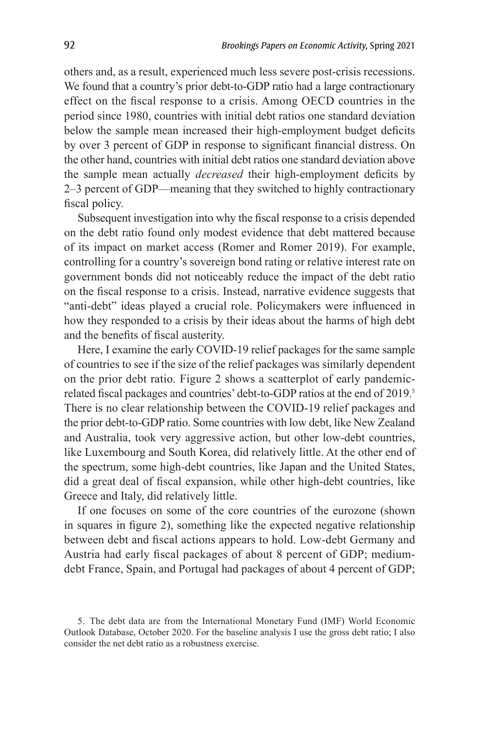others and, as a result, experienced much less severe post-crisis recessions. We found that a country's prior debt-to-GDP ratio had a large contractionary effect on the fiscal response to a crisis. Among OECD countries in the period since 1980, countries with initial debt ratios one standard deviation below the sample mean increased their high-employment budget deficits by over 3 percent of GDP in response to significant financial distress. On the other hand, countries with initial debt ratios one standard deviation above the sample mean actually *decreased* their high-employment deficits by 2–3 percent of GDP—meaning that they switched to highly contractionary fiscal policy.

Subsequent investigation into why the fiscal response to a crisis depended on the debt ratio found only modest evidence that debt mattered because of its impact on market access (Romer and Romer 2019). For example, controlling for a country's sovereign bond rating or relative interest rate on government bonds did not noticeably reduce the impact of the debt ratio on the fiscal response to a crisis. Instead, narrative evidence suggests that "anti-debt" ideas played a crucial role. Policymakers were influenced in how they responded to a crisis by their ideas about the harms of high debt and the benefits of fiscal austerity.

Here, I examine the early COVID-19 relief packages for the same sample of countries to see if the size of the relief packages was similarly dependent on the prior debt ratio. Figure 2 shows a scatterplot of early pandemic-related fiscal packages and countries' debt-to-GDP ratios at the end of 2019.[5] There is no clear relationship between the COVID-19 relief packages and the prior debt-to-GDP ratio. Some countries with low debt, like New Zealand and Australia, took very aggressive action, but other low-debt countries, like Luxembourg and South Korea, did relatively little. At the other end of the spectrum, some high-debt countries, like Japan and the United States, did a great deal of fiscal expansion, while other high-debt countries, like Greece and Italy, did relatively little.

If one focuses on some of the core countries of the eurozone (shown in squares in figure 2), something like the expected negative relationship between debt and fiscal actions appears to hold. Low-debt Germany and Austria had early fiscal packages of about 8 percent of GDP; medium-debt France, Spain, and Portugal had packages of about 4 percent of GDP;

5. The debt data are from the International Monetary Fund (IMF) World Economic Outlook Database, October 2020. For the baseline analysis I use the gross debt ratio; I also consider the net debt ratio as a robustness exercise.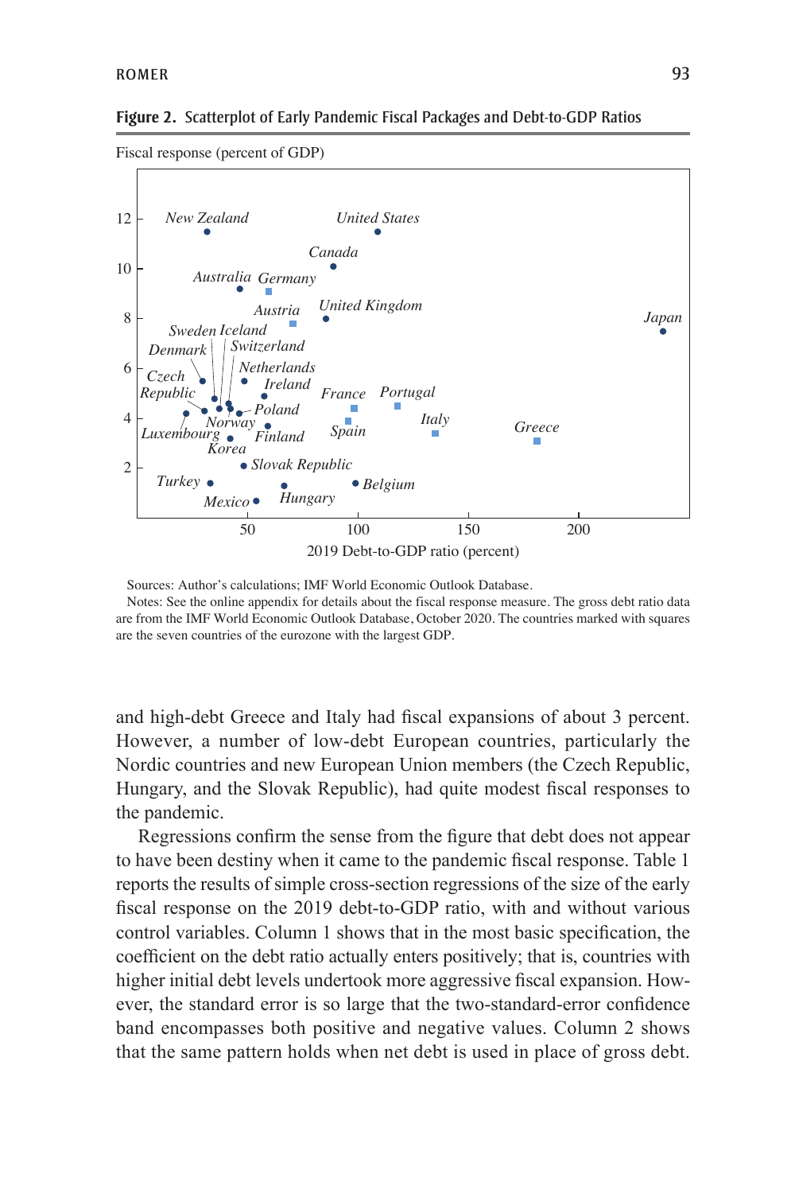**Figure 2.** Scatterplot of Early Pandemic Fiscal Packages and Debt-to-GDP Ratios

Sources: Author's calculations; IMF World Economic Outlook Database.

Notes: See the online appendix for details about the fiscal response measure. The gross debt ratio data are from the IMF World Economic Outlook Database, October 2020. The countries marked with squares are the seven countries of the eurozone with the largest GDP.

and high-debt Greece and Italy had fiscal expansions of about 3 percent. However, a number of low-debt European countries, particularly the Nordic countries and new European Union members (the Czech Republic, Hungary, and the Slovak Republic), had quite modest fiscal responses to the pandemic.

Regressions confirm the sense from the figure that debt does not appear to have been destiny when it came to the pandemic fiscal response. Table 1 reports the results of simple cross-section regressions of the size of the early fiscal response on the 2019 debt-to-GDP ratio, with and without various control variables. Column 1 shows that in the most basic specification, the coefficient on the debt ratio actually enters positively; that is, countries with higher initial debt levels undertook more aggressive fiscal expansion. However, the standard error is so large that the two-standard-error confidence band encompasses both positive and negative values. Column 2 shows that the same pattern holds when net debt is used in place of gross debt.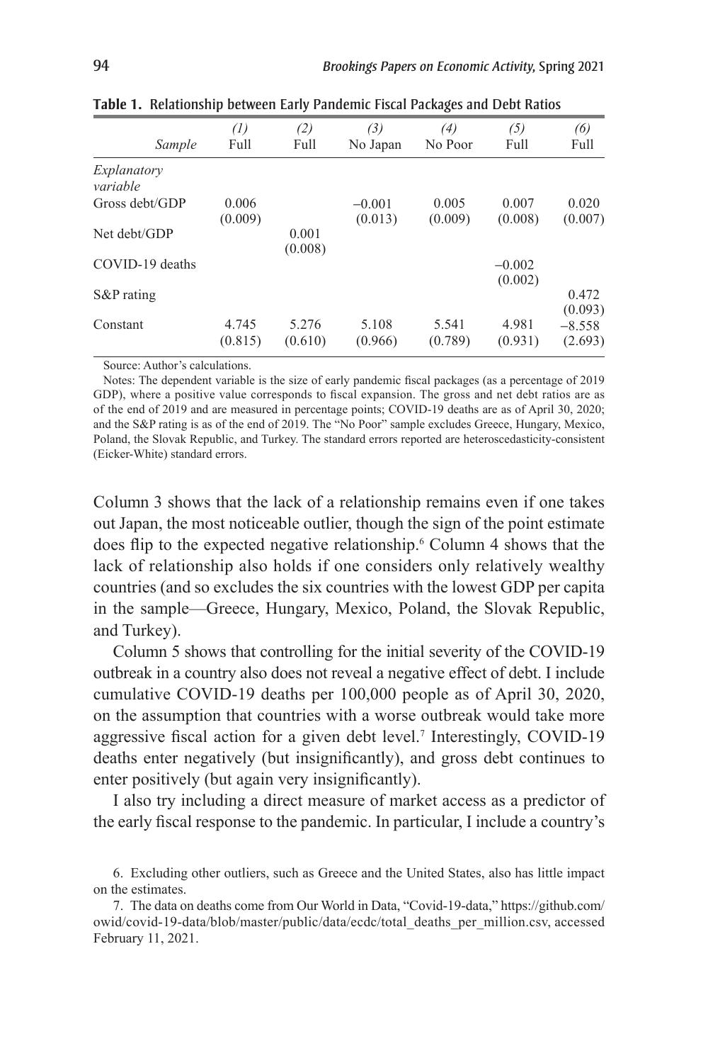**Table 1. Relationship between Early Pandemic Fiscal Packages and Debt Ratios**

| *Sample* | *(1)* Full | *(2)* Full | *(3)* No Japan | *(4)* No Poor | *(5)* Full | *(6)* Full |
|---|---|---|---|---|---|---|
| *Explanatory variable* | | | | | | |
| Gross debt/GDP | 0.006 | | −0.001 | 0.005 | 0.007 | 0.020 |
| | (0.009) | | (0.013) | (0.009) | (0.008) | (0.007) |
| Net debt/GDP | | 0.001 | | | | |
| | | (0.008) | | | | |
| COVID-19 deaths | | | | | −0.002 | |
| | | | | | (0.002) | |
| S&P rating | | | | | | 0.472 |
| | | | | | | (0.093) |
| Constant | 4.745 | 5.276 | 5.108 | 5.541 | 4.981 | −8.558 |
| | (0.815) | (0.610) | (0.966) | (0.789) | (0.931) | (2.693) |

Source: Author's calculations.

Notes: The dependent variable is the size of early pandemic fiscal packages (as a percentage of 2019 GDP), where a positive value corresponds to fiscal expansion. The gross and net debt ratios are as of the end of 2019 and are measured in percentage points; COVID-19 deaths are as of April 30, 2020; and the S&P rating is as of the end of 2019. The "No Poor" sample excludes Greece, Hungary, Mexico, Poland, the Slovak Republic, and Turkey. The standard errors reported are heteroscedasticity-consistent (Eicker-White) standard errors.

Column 3 shows that the lack of a relationship remains even if one takes out Japan, the most noticeable outlier, though the sign of the point estimate does flip to the expected negative relationship.[6] Column 4 shows that the lack of relationship also holds if one considers only relatively wealthy countries (and so excludes the six countries with the lowest GDP per capita in the sample—Greece, Hungary, Mexico, Poland, the Slovak Republic, and Turkey).

Column 5 shows that controlling for the initial severity of the COVID-19 outbreak in a country also does not reveal a negative effect of debt. I include cumulative COVID-19 deaths per 100,000 people as of April 30, 2020, on the assumption that countries with a worse outbreak would take more aggressive fiscal action for a given debt level.[7] Interestingly, COVID-19 deaths enter negatively (but insignificantly), and gross debt continues to enter positively (but again very insignificantly).

I also try including a direct measure of market access as a predictor of the early fiscal response to the pandemic. In particular, I include a country's

6. Excluding other outliers, such as Greece and the United States, also has little impact on the estimates.

7. The data on deaths come from Our World in Data, "Covid-19-data," https://github.com/owid/covid-19-data/blob/master/public/data/ecdc/total_deaths_per_million.csv, accessed February 11, 2021.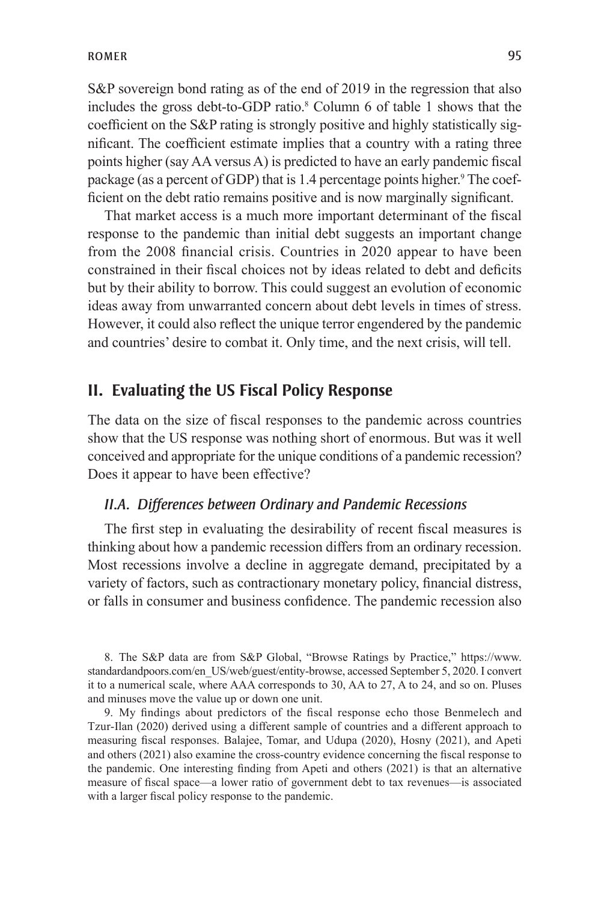S&P sovereign bond rating as of the end of 2019 in the regression that also includes the gross debt-to-GDP ratio.[8] Column 6 of table 1 shows that the coefficient on the S&P rating is strongly positive and highly statistically significant. The coefficient estimate implies that a country with a rating three points higher (say AA versus A) is predicted to have an early pandemic fiscal package (as a percent of GDP) that is 1.4 percentage points higher.[9] The coefficient on the debt ratio remains positive and is now marginally significant.

That market access is a much more important determinant of the fiscal response to the pandemic than initial debt suggests an important change from the 2008 financial crisis. Countries in 2020 appear to have been constrained in their fiscal choices not by ideas related to debt and deficits but by their ability to borrow. This could suggest an evolution of economic ideas away from unwarranted concern about debt levels in times of stress. However, it could also reflect the unique terror engendered by the pandemic and countries' desire to combat it. Only time, and the next crisis, will tell.

## II. Evaluating the US Fiscal Policy Response

The data on the size of fiscal responses to the pandemic across countries show that the US response was nothing short of enormous. But was it well conceived and appropriate for the unique conditions of a pandemic recession? Does it appear to have been effective?

### *II.A. Differences between Ordinary and Pandemic Recessions*

The first step in evaluating the desirability of recent fiscal measures is thinking about how a pandemic recession differs from an ordinary recession. Most recessions involve a decline in aggregate demand, precipitated by a variety of factors, such as contractionary monetary policy, financial distress, or falls in consumer and business confidence. The pandemic recession also

8. The S&P data are from S&P Global, "Browse Ratings by Practice," https://www.standardandpoors.com/en_US/web/guest/entity-browse, accessed September 5, 2020. I convert it to a numerical scale, where AAA corresponds to 30, AA to 27, A to 24, and so on. Pluses and minuses move the value up or down one unit.

9. My findings about predictors of the fiscal response echo those Benmelech and Tzur-Ilan (2020) derived using a different sample of countries and a different approach to measuring fiscal responses. Balajee, Tomar, and Udupa (2020), Hosny (2021), and Apeti and others (2021) also examine the cross-country evidence concerning the fiscal response to the pandemic. One interesting finding from Apeti and others (2021) is that an alternative measure of fiscal space—a lower ratio of government debt to tax revenues—is associated with a larger fiscal policy response to the pandemic.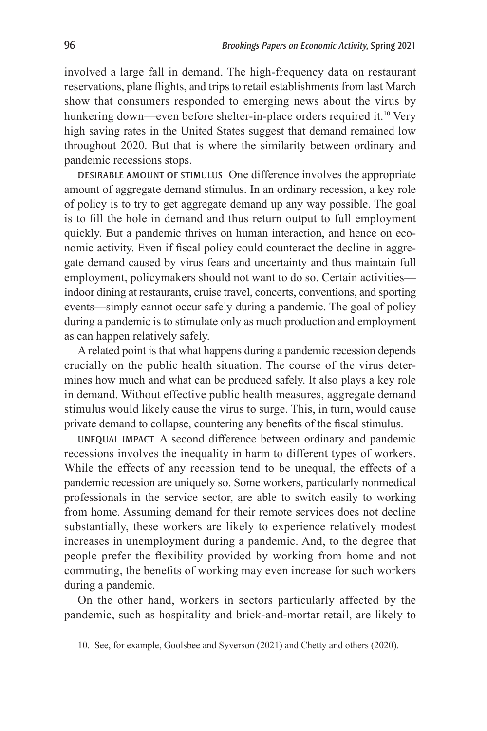involved a large fall in demand. The high-frequency data on restaurant reservations, plane flights, and trips to retail establishments from last March show that consumers responded to emerging news about the virus by hunkering down—even before shelter-in-place orders required it.[10] Very high saving rates in the United States suggest that demand remained low throughout 2020. But that is where the similarity between ordinary and pandemic recessions stops.

DESIRABLE AMOUNT OF STIMULUS One difference involves the appropriate amount of aggregate demand stimulus. In an ordinary recession, a key role of policy is to try to get aggregate demand up any way possible. The goal is to fill the hole in demand and thus return output to full employment quickly. But a pandemic thrives on human interaction, and hence on economic activity. Even if fiscal policy could counteract the decline in aggregate demand caused by virus fears and uncertainty and thus maintain full employment, policymakers should not want to do so. Certain activities—indoor dining at restaurants, cruise travel, concerts, conventions, and sporting events—simply cannot occur safely during a pandemic. The goal of policy during a pandemic is to stimulate only as much production and employment as can happen relatively safely.

A related point is that what happens during a pandemic recession depends crucially on the public health situation. The course of the virus determines how much and what can be produced safely. It also plays a key role in demand. Without effective public health measures, aggregate demand stimulus would likely cause the virus to surge. This, in turn, would cause private demand to collapse, countering any benefits of the fiscal stimulus.

UNEQUAL IMPACT A second difference between ordinary and pandemic recessions involves the inequality in harm to different types of workers. While the effects of any recession tend to be unequal, the effects of a pandemic recession are uniquely so. Some workers, particularly nonmedical professionals in the service sector, are able to switch easily to working from home. Assuming demand for their remote services does not decline substantially, these workers are likely to experience relatively modest increases in unemployment during a pandemic. And, to the degree that people prefer the flexibility provided by working from home and not commuting, the benefits of working may even increase for such workers during a pandemic.

On the other hand, workers in sectors particularly affected by the pandemic, such as hospitality and brick-and-mortar retail, are likely to

10. See, for example, Goolsbee and Syverson (2021) and Chetty and others (2020).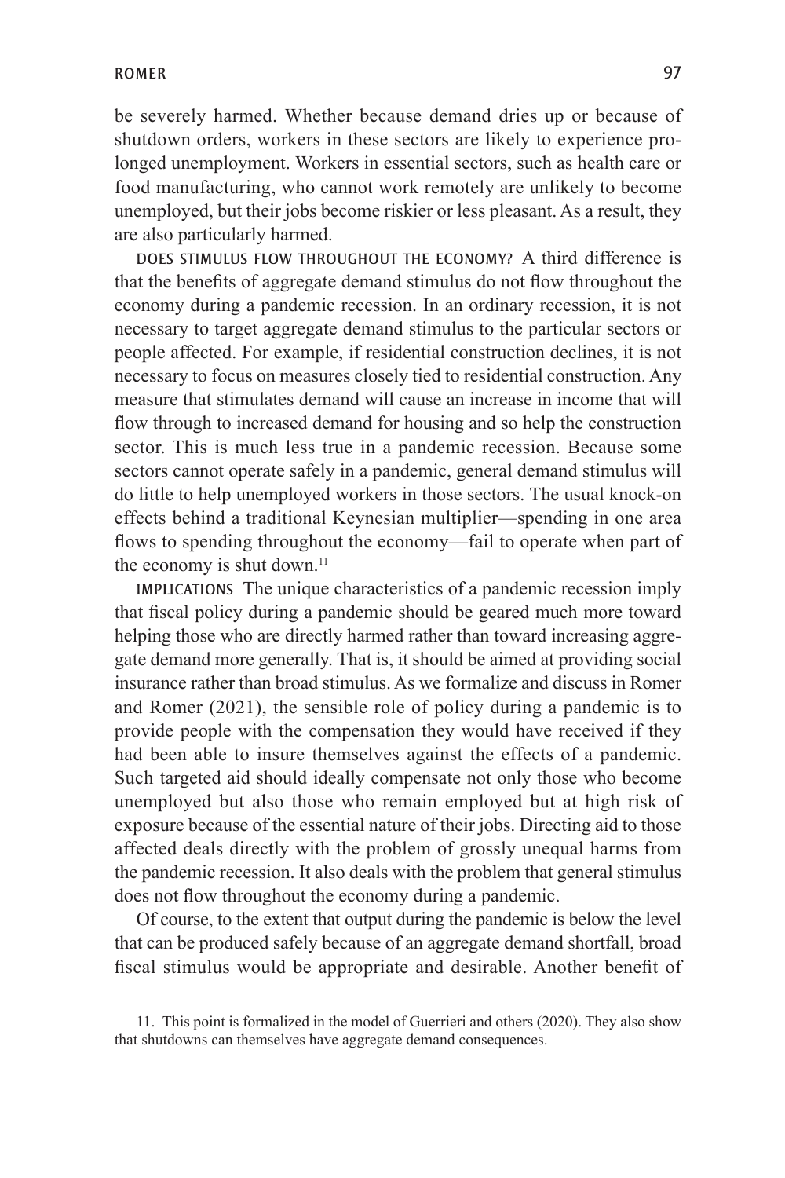be severely harmed. Whether because demand dries up or because of shutdown orders, workers in these sectors are likely to experience prolonged unemployment. Workers in essential sectors, such as health care or food manufacturing, who cannot work remotely are unlikely to become unemployed, but their jobs become riskier or less pleasant. As a result, they are also particularly harmed.

DOES STIMULUS FLOW THROUGHOUT THE ECONOMY? A third difference is that the benefits of aggregate demand stimulus do not flow throughout the economy during a pandemic recession. In an ordinary recession, it is not necessary to target aggregate demand stimulus to the particular sectors or people affected. For example, if residential construction declines, it is not necessary to focus on measures closely tied to residential construction. Any measure that stimulates demand will cause an increase in income that will flow through to increased demand for housing and so help the construction sector. This is much less true in a pandemic recession. Because some sectors cannot operate safely in a pandemic, general demand stimulus will do little to help unemployed workers in those sectors. The usual knock-on effects behind a traditional Keynesian multiplier—spending in one area flows to spending throughout the economy—fail to operate when part of the economy is shut down.[11]

IMPLICATIONS The unique characteristics of a pandemic recession imply that fiscal policy during a pandemic should be geared much more toward helping those who are directly harmed rather than toward increasing aggregate demand more generally. That is, it should be aimed at providing social insurance rather than broad stimulus. As we formalize and discuss in Romer and Romer (2021), the sensible role of policy during a pandemic is to provide people with the compensation they would have received if they had been able to insure themselves against the effects of a pandemic. Such targeted aid should ideally compensate not only those who become unemployed but also those who remain employed but at high risk of exposure because of the essential nature of their jobs. Directing aid to those affected deals directly with the problem of grossly unequal harms from the pandemic recession. It also deals with the problem that general stimulus does not flow throughout the economy during a pandemic.

Of course, to the extent that output during the pandemic is below the level that can be produced safely because of an aggregate demand shortfall, broad fiscal stimulus would be appropriate and desirable. Another benefit of

11. This point is formalized in the model of Guerrieri and others (2020). They also show that shutdowns can themselves have aggregate demand consequences.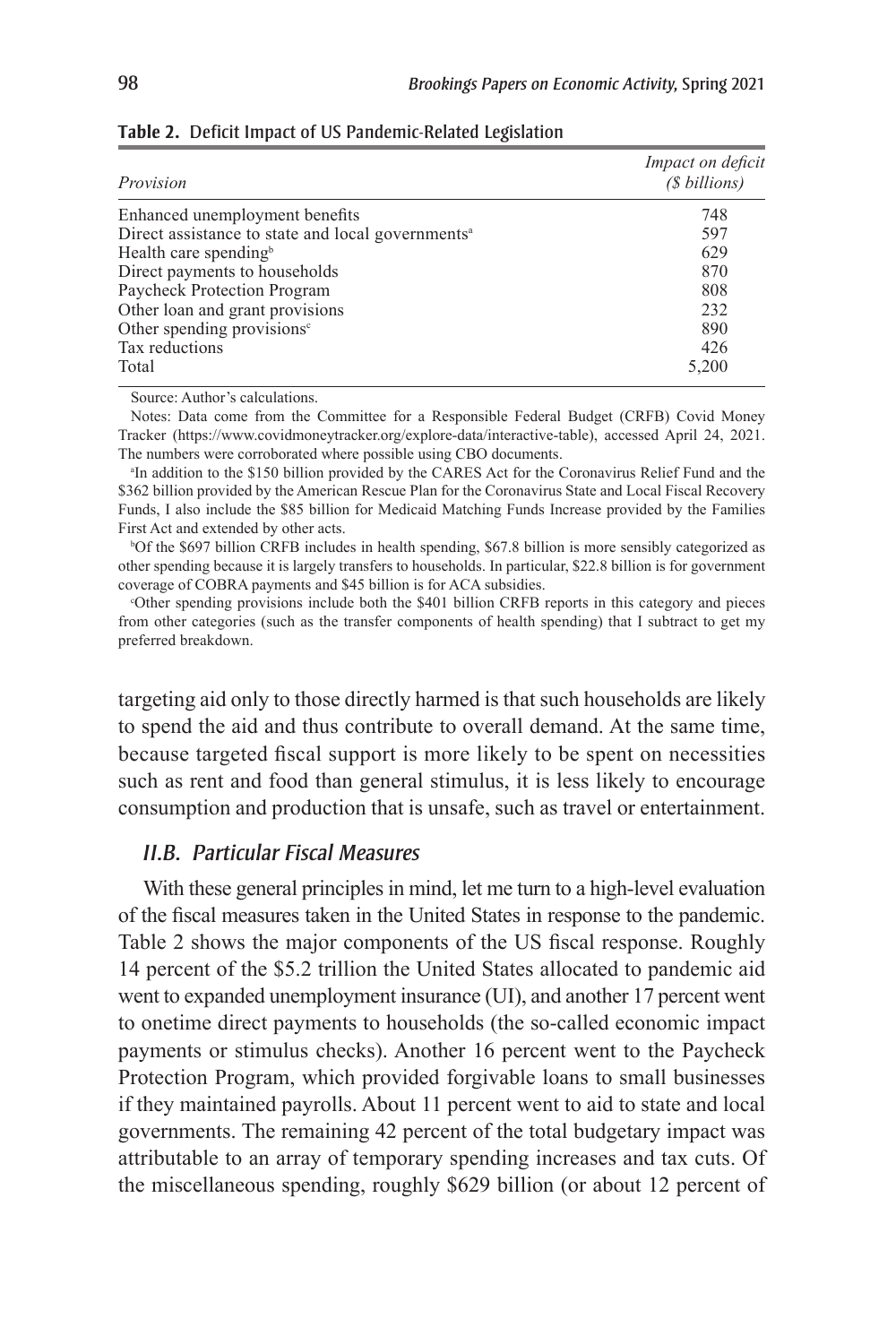**Table 2.** Deficit Impact of US Pandemic-Related Legislation

| *Provision* | *Impact on deficit (\$ billions)* |
|---|---|
| Enhanced unemployment benefits | 748 |
| Direct assistance to state and local governments[a] | 597 |
| Health care spending[b] | 629 |
| Direct payments to households | 870 |
| Paycheck Protection Program | 808 |
| Other loan and grant provisions | 232 |
| Other spending provisions[c] | 890 |
| Tax reductions | 426 |
| Total | 5,200 |

Source: Author's calculations.

Notes: Data come from the Committee for a Responsible Federal Budget (CRFB) Covid Money Tracker (https://www.covidmoneytracker.org/explore-data/interactive-table), accessed April 24, 2021. The numbers were corroborated where possible using CBO documents.

[a] In addition to the \$150 billion provided by the CARES Act for the Coronavirus Relief Fund and the \$362 billion provided by the American Rescue Plan for the Coronavirus State and Local Fiscal Recovery Funds, I also include the \$85 billion for Medicaid Matching Funds Increase provided by the Families First Act and extended by other acts.

[b] Of the \$697 billion CRFB includes in health spending, \$67.8 billion is more sensibly categorized as other spending because it is largely transfers to households. In particular, \$22.8 billion is for government coverage of COBRA payments and \$45 billion is for ACA subsidies.

[c] Other spending provisions include both the \$401 billion CRFB reports in this category and pieces from other categories (such as the transfer components of health spending) that I subtract to get my preferred breakdown.

targeting aid only to those directly harmed is that such households are likely to spend the aid and thus contribute to overall demand. At the same time, because targeted fiscal support is more likely to be spent on necessities such as rent and food than general stimulus, it is less likely to encourage consumption and production that is unsafe, such as travel or entertainment.

### *II.B. Particular Fiscal Measures*

With these general principles in mind, let me turn to a high-level evaluation of the fiscal measures taken in the United States in response to the pandemic. Table 2 shows the major components of the US fiscal response. Roughly 14 percent of the \$5.2 trillion the United States allocated to pandemic aid went to expanded unemployment insurance (UI), and another 17 percent went to onetime direct payments to households (the so-called economic impact payments or stimulus checks). Another 16 percent went to the Paycheck Protection Program, which provided forgivable loans to small businesses if they maintained payrolls. About 11 percent went to aid to state and local governments. The remaining 42 percent of the total budgetary impact was attributable to an array of temporary spending increases and tax cuts. Of the miscellaneous spending, roughly \$629 billion (or about 12 percent of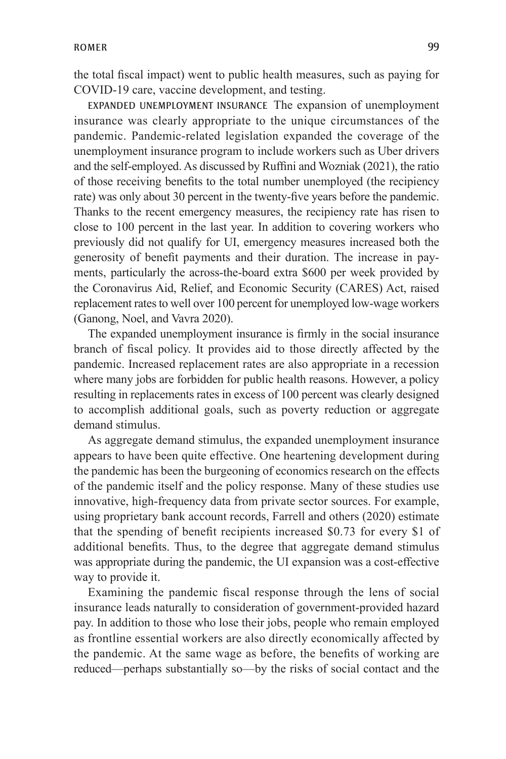the total fiscal impact) went to public health measures, such as paying for COVID-19 care, vaccine development, and testing.

EXPANDED UNEMPLOYMENT INSURANCE The expansion of unemployment insurance was clearly appropriate to the unique circumstances of the pandemic. Pandemic-related legislation expanded the coverage of the unemployment insurance program to include workers such as Uber drivers and the self-employed. As discussed by Ruffini and Wozniak (2021), the ratio of those receiving benefits to the total number unemployed (the recipiency rate) was only about 30 percent in the twenty-five years before the pandemic. Thanks to the recent emergency measures, the recipiency rate has risen to close to 100 percent in the last year. In addition to covering workers who previously did not qualify for UI, emergency measures increased both the generosity of benefit payments and their duration. The increase in payments, particularly the across-the-board extra $600 per week provided by the Coronavirus Aid, Relief, and Economic Security (CARES) Act, raised replacement rates to well over 100 percent for unemployed low-wage workers (Ganong, Noel, and Vavra 2020).

The expanded unemployment insurance is firmly in the social insurance branch of fiscal policy. It provides aid to those directly affected by the pandemic. Increased replacement rates are also appropriate in a recession where many jobs are forbidden for public health reasons. However, a policy resulting in replacements rates in excess of 100 percent was clearly designed to accomplish additional goals, such as poverty reduction or aggregate demand stimulus.

As aggregate demand stimulus, the expanded unemployment insurance appears to have been quite effective. One heartening development during the pandemic has been the burgeoning of economics research on the effects of the pandemic itself and the policy response. Many of these studies use innovative, high-frequency data from private sector sources. For example, using proprietary bank account records, Farrell and others (2020) estimate that the spending of benefit recipients increased $0.73 for every $1 of additional benefits. Thus, to the degree that aggregate demand stimulus was appropriate during the pandemic, the UI expansion was a cost-effective way to provide it.

Examining the pandemic fiscal response through the lens of social insurance leads naturally to consideration of government-provided hazard pay. In addition to those who lose their jobs, people who remain employed as frontline essential workers are also directly economically affected by the pandemic. At the same wage as before, the benefits of working are reduced—perhaps substantially so—by the risks of social contact and the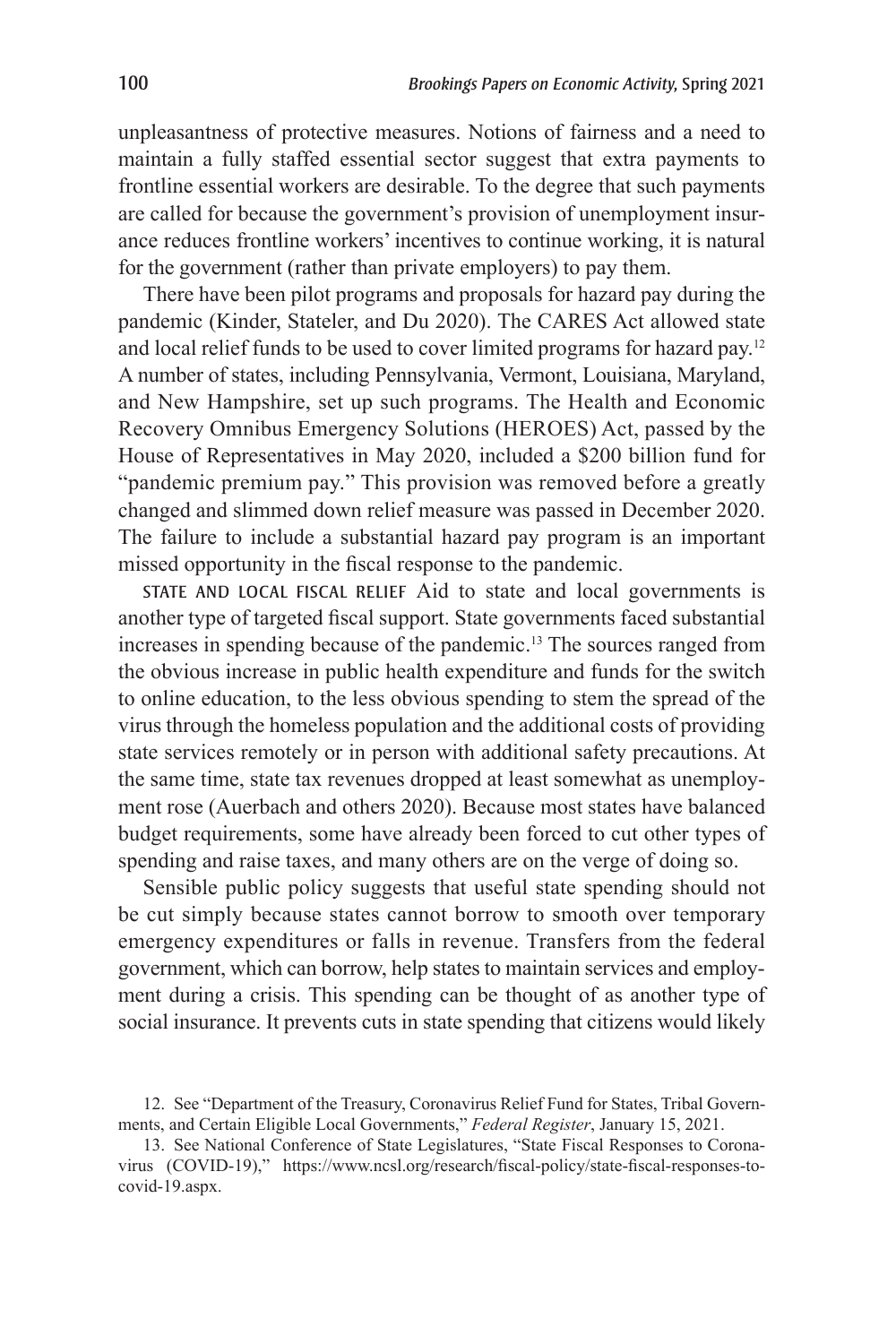unpleasantness of protective measures. Notions of fairness and a need to maintain a fully staffed essential sector suggest that extra payments to frontline essential workers are desirable. To the degree that such payments are called for because the government's provision of unemployment insurance reduces frontline workers' incentives to continue working, it is natural for the government (rather than private employers) to pay them.

There have been pilot programs and proposals for hazard pay during the pandemic (Kinder, Stateler, and Du 2020). The CARES Act allowed state and local relief funds to be used to cover limited programs for hazard pay.[12] A number of states, including Pennsylvania, Vermont, Louisiana, Maryland, and New Hampshire, set up such programs. The Health and Economic Recovery Omnibus Emergency Solutions (HEROES) Act, passed by the House of Representatives in May 2020, included a $200 billion fund for "pandemic premium pay." This provision was removed before a greatly changed and slimmed down relief measure was passed in December 2020. The failure to include a substantial hazard pay program is an important missed opportunity in the fiscal response to the pandemic.

STATE AND LOCAL FISCAL RELIEF Aid to state and local governments is another type of targeted fiscal support. State governments faced substantial increases in spending because of the pandemic.[13] The sources ranged from the obvious increase in public health expenditure and funds for the switch to online education, to the less obvious spending to stem the spread of the virus through the homeless population and the additional costs of providing state services remotely or in person with additional safety precautions. At the same time, state tax revenues dropped at least somewhat as unemployment rose (Auerbach and others 2020). Because most states have balanced budget requirements, some have already been forced to cut other types of spending and raise taxes, and many others are on the verge of doing so.

Sensible public policy suggests that useful state spending should not be cut simply because states cannot borrow to smooth over temporary emergency expenditures or falls in revenue. Transfers from the federal government, which can borrow, help states to maintain services and employment during a crisis. This spending can be thought of as another type of social insurance. It prevents cuts in state spending that citizens would likely

12. See "Department of the Treasury, Coronavirus Relief Fund for States, Tribal Governments, and Certain Eligible Local Governments," *Federal Register*, January 15, 2021.

13. See National Conference of State Legislatures, "State Fiscal Responses to Coronavirus (COVID-19)," https://www.ncsl.org/research/fiscal-policy/state-fiscal-responses-to-covid-19.aspx.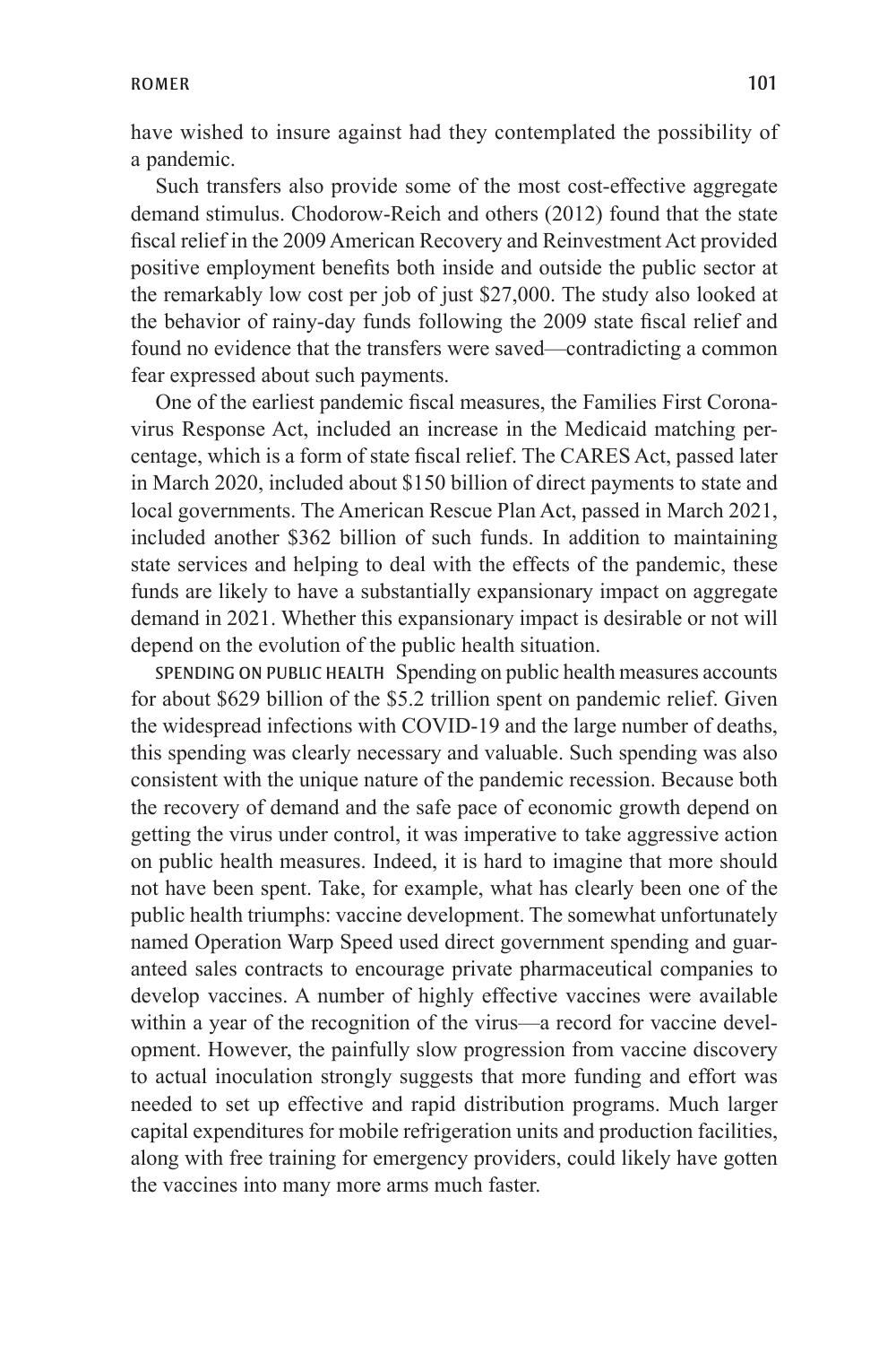have wished to insure against had they contemplated the possibility of a pandemic.

Such transfers also provide some of the most cost-effective aggregate demand stimulus. Chodorow-Reich and others (2012) found that the state fiscal relief in the 2009 American Recovery and Reinvestment Act provided positive employment benefits both inside and outside the public sector at the remarkably low cost per job of just $27,000. The study also looked at the behavior of rainy-day funds following the 2009 state fiscal relief and found no evidence that the transfers were saved—contradicting a common fear expressed about such payments.

One of the earliest pandemic fiscal measures, the Families First Coronavirus Response Act, included an increase in the Medicaid matching percentage, which is a form of state fiscal relief. The CARES Act, passed later in March 2020, included about $150 billion of direct payments to state and local governments. The American Rescue Plan Act, passed in March 2021, included another $362 billion of such funds. In addition to maintaining state services and helping to deal with the effects of the pandemic, these funds are likely to have a substantially expansionary impact on aggregate demand in 2021. Whether this expansionary impact is desirable or not will depend on the evolution of the public health situation.

SPENDING ON PUBLIC HEALTH Spending on public health measures accounts for about $629 billion of the $5.2 trillion spent on pandemic relief. Given the widespread infections with COVID-19 and the large number of deaths, this spending was clearly necessary and valuable. Such spending was also consistent with the unique nature of the pandemic recession. Because both the recovery of demand and the safe pace of economic growth depend on getting the virus under control, it was imperative to take aggressive action on public health measures. Indeed, it is hard to imagine that more should not have been spent. Take, for example, what has clearly been one of the public health triumphs: vaccine development. The somewhat unfortunately named Operation Warp Speed used direct government spending and guaranteed sales contracts to encourage private pharmaceutical companies to develop vaccines. A number of highly effective vaccines were available within a year of the recognition of the virus—a record for vaccine development. However, the painfully slow progression from vaccine discovery to actual inoculation strongly suggests that more funding and effort was needed to set up effective and rapid distribution programs. Much larger capital expenditures for mobile refrigeration units and production facilities, along with free training for emergency providers, could likely have gotten the vaccines into many more arms much faster.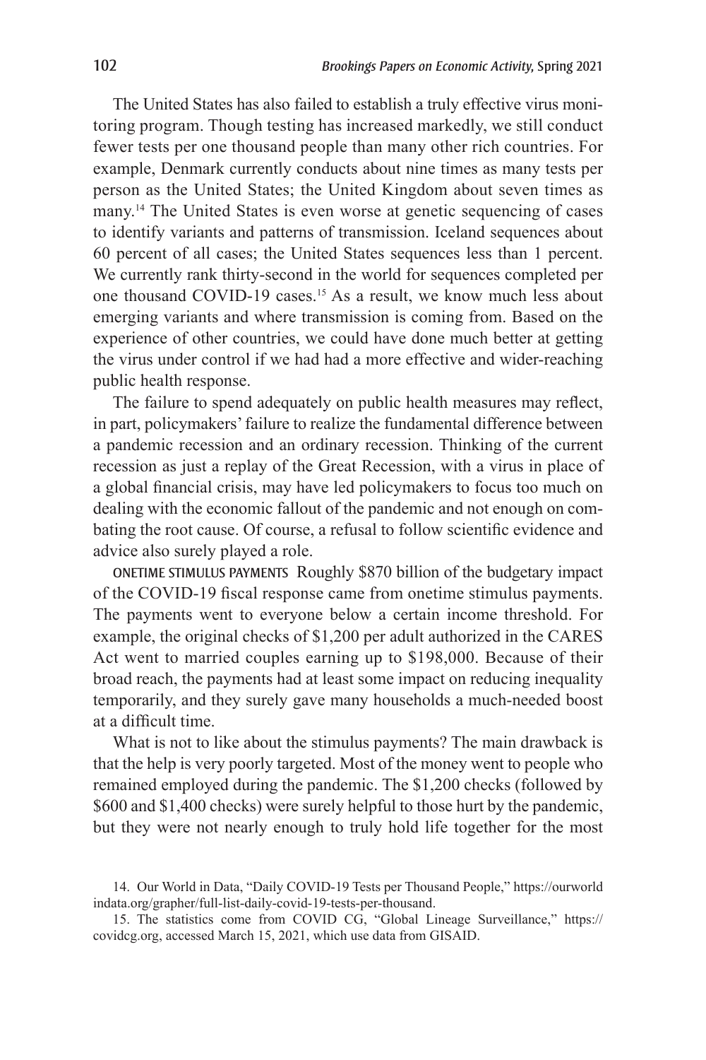The United States has also failed to establish a truly effective virus monitoring program. Though testing has increased markedly, we still conduct fewer tests per one thousand people than many other rich countries. For example, Denmark currently conducts about nine times as many tests per person as the United States; the United Kingdom about seven times as many.[14] The United States is even worse at genetic sequencing of cases to identify variants and patterns of transmission. Iceland sequences about 60 percent of all cases; the United States sequences less than 1 percent. We currently rank thirty-second in the world for sequences completed per one thousand COVID-19 cases.[15] As a result, we know much less about emerging variants and where transmission is coming from. Based on the experience of other countries, we could have done much better at getting the virus under control if we had had a more effective and wider-reaching public health response.

The failure to spend adequately on public health measures may reflect, in part, policymakers' failure to realize the fundamental difference between a pandemic recession and an ordinary recession. Thinking of the current recession as just a replay of the Great Recession, with a virus in place of a global financial crisis, may have led policymakers to focus too much on dealing with the economic fallout of the pandemic and not enough on combating the root cause. Of course, a refusal to follow scientific evidence and advice also surely played a role.

ONETIME STIMULUS PAYMENTS Roughly $870 billion of the budgetary impact of the COVID-19 fiscal response came from onetime stimulus payments. The payments went to everyone below a certain income threshold. For example, the original checks of $1,200 per adult authorized in the CARES Act went to married couples earning up to $198,000. Because of their broad reach, the payments had at least some impact on reducing inequality temporarily, and they surely gave many households a much-needed boost at a difficult time.

What is not to like about the stimulus payments? The main drawback is that the help is very poorly targeted. Most of the money went to people who remained employed during the pandemic. The $1,200 checks (followed by $600 and $1,400 checks) were surely helpful to those hurt by the pandemic, but they were not nearly enough to truly hold life together for the most

14. Our World in Data, "Daily COVID-19 Tests per Thousand People," https://ourworldindata.org/grapher/full-list-daily-covid-19-tests-per-thousand.

15. The statistics come from COVID CG, "Global Lineage Surveillance," https://covidcg.org, accessed March 15, 2021, which use data from GISAID.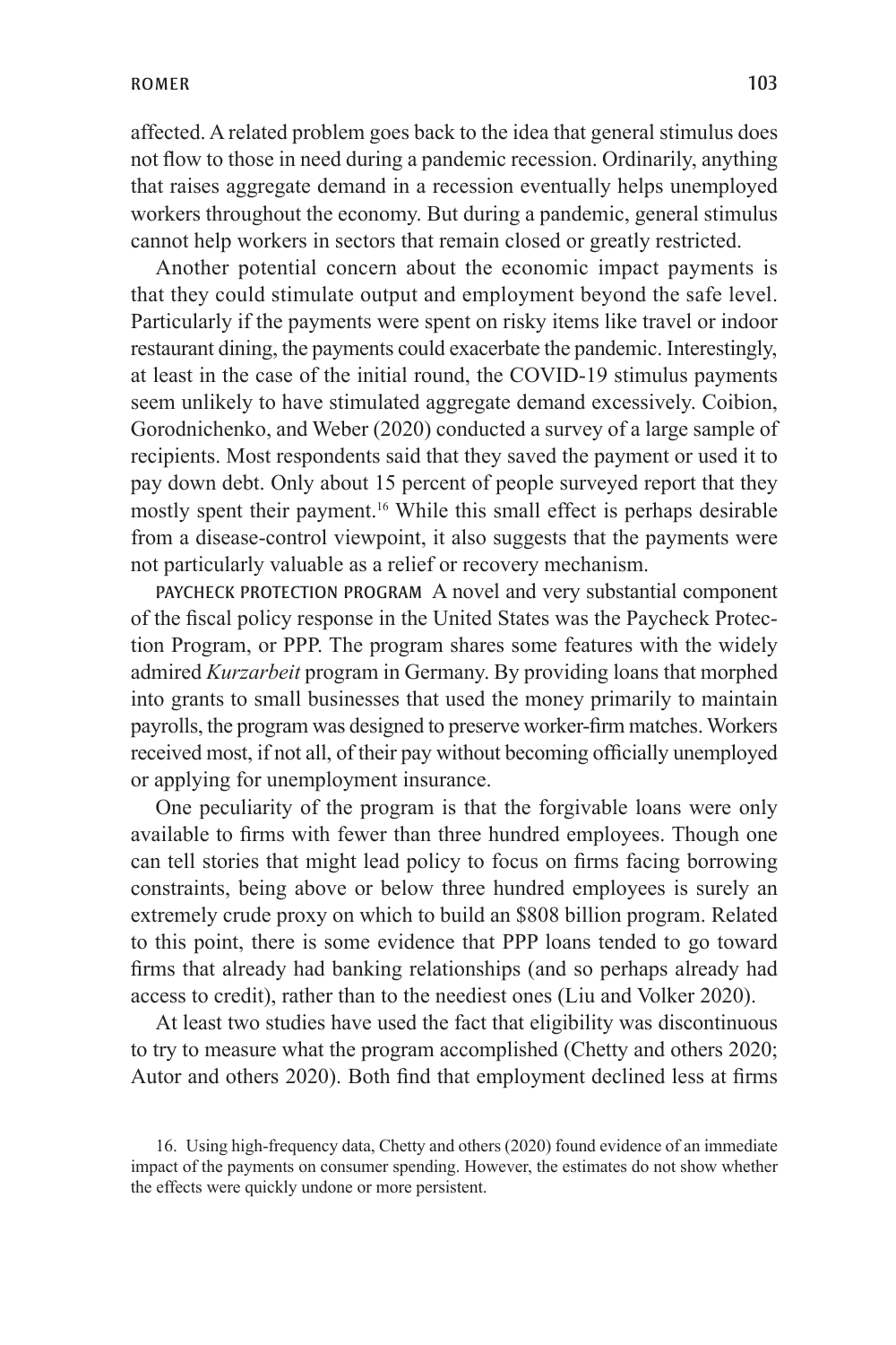affected. A related problem goes back to the idea that general stimulus does not flow to those in need during a pandemic recession. Ordinarily, anything that raises aggregate demand in a recession eventually helps unemployed workers throughout the economy. But during a pandemic, general stimulus cannot help workers in sectors that remain closed or greatly restricted.

Another potential concern about the economic impact payments is that they could stimulate output and employment beyond the safe level. Particularly if the payments were spent on risky items like travel or indoor restaurant dining, the payments could exacerbate the pandemic. Interestingly, at least in the case of the initial round, the COVID-19 stimulus payments seem unlikely to have stimulated aggregate demand excessively. Coibion, Gorodnichenko, and Weber (2020) conducted a survey of a large sample of recipients. Most respondents said that they saved the payment or used it to pay down debt. Only about 15 percent of people surveyed report that they mostly spent their payment.[16] While this small effect is perhaps desirable from a disease-control viewpoint, it also suggests that the payments were not particularly valuable as a relief or recovery mechanism.

PAYCHECK PROTECTION PROGRAM A novel and very substantial component of the fiscal policy response in the United States was the Paycheck Protection Program, or PPP. The program shares some features with the widely admired *Kurzarbeit* program in Germany. By providing loans that morphed into grants to small businesses that used the money primarily to maintain payrolls, the program was designed to preserve worker-firm matches. Workers received most, if not all, of their pay without becoming officially unemployed or applying for unemployment insurance.

One peculiarity of the program is that the forgivable loans were only available to firms with fewer than three hundred employees. Though one can tell stories that might lead policy to focus on firms facing borrowing constraints, being above or below three hundred employees is surely an extremely crude proxy on which to build an $808 billion program. Related to this point, there is some evidence that PPP loans tended to go toward firms that already had banking relationships (and so perhaps already had access to credit), rather than to the neediest ones (Liu and Volker 2020).

At least two studies have used the fact that eligibility was discontinuous to try to measure what the program accomplished (Chetty and others 2020; Autor and others 2020). Both find that employment declined less at firms

16. Using high-frequency data, Chetty and others (2020) found evidence of an immediate impact of the payments on consumer spending. However, the estimates do not show whether the effects were quickly undone or more persistent.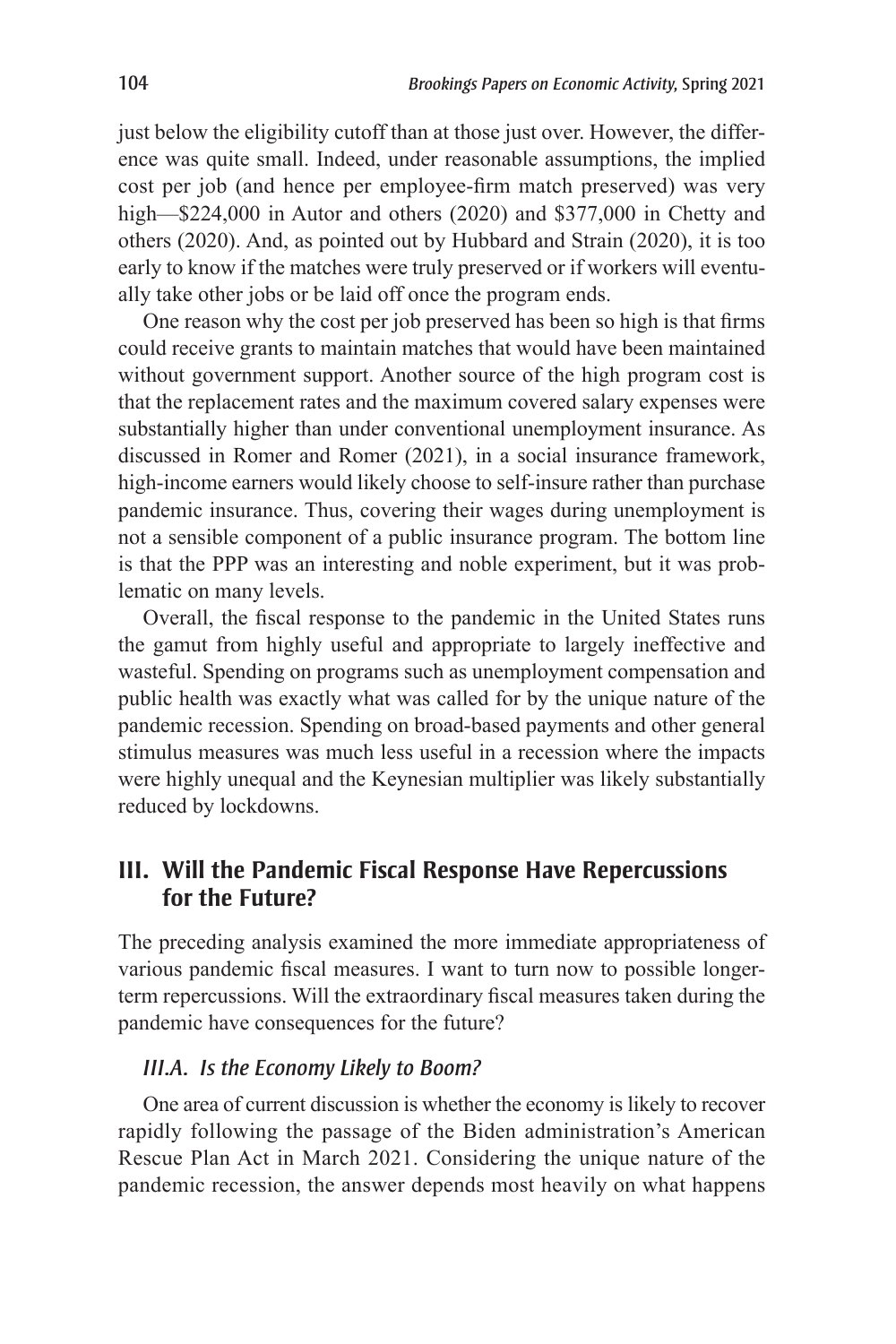just below the eligibility cutoff than at those just over. However, the difference was quite small. Indeed, under reasonable assumptions, the implied cost per job (and hence per employee-firm match preserved) was very high—$224,000 in Autor and others (2020) and $377,000 in Chetty and others (2020). And, as pointed out by Hubbard and Strain (2020), it is too early to know if the matches were truly preserved or if workers will eventually take other jobs or be laid off once the program ends.

One reason why the cost per job preserved has been so high is that firms could receive grants to maintain matches that would have been maintained without government support. Another source of the high program cost is that the replacement rates and the maximum covered salary expenses were substantially higher than under conventional unemployment insurance. As discussed in Romer and Romer (2021), in a social insurance framework, high-income earners would likely choose to self-insure rather than purchase pandemic insurance. Thus, covering their wages during unemployment is not a sensible component of a public insurance program. The bottom line is that the PPP was an interesting and noble experiment, but it was problematic on many levels.

Overall, the fiscal response to the pandemic in the United States runs the gamut from highly useful and appropriate to largely ineffective and wasteful. Spending on programs such as unemployment compensation and public health was exactly what was called for by the unique nature of the pandemic recession. Spending on broad-based payments and other general stimulus measures was much less useful in a recession where the impacts were highly unequal and the Keynesian multiplier was likely substantially reduced by lockdowns.

## III. Will the Pandemic Fiscal Response Have Repercussions for the Future?

The preceding analysis examined the more immediate appropriateness of various pandemic fiscal measures. I want to turn now to possible longer-term repercussions. Will the extraordinary fiscal measures taken during the pandemic have consequences for the future?

### *III.A. Is the Economy Likely to Boom?*

One area of current discussion is whether the economy is likely to recover rapidly following the passage of the Biden administration's American Rescue Plan Act in March 2021. Considering the unique nature of the pandemic recession, the answer depends most heavily on what happens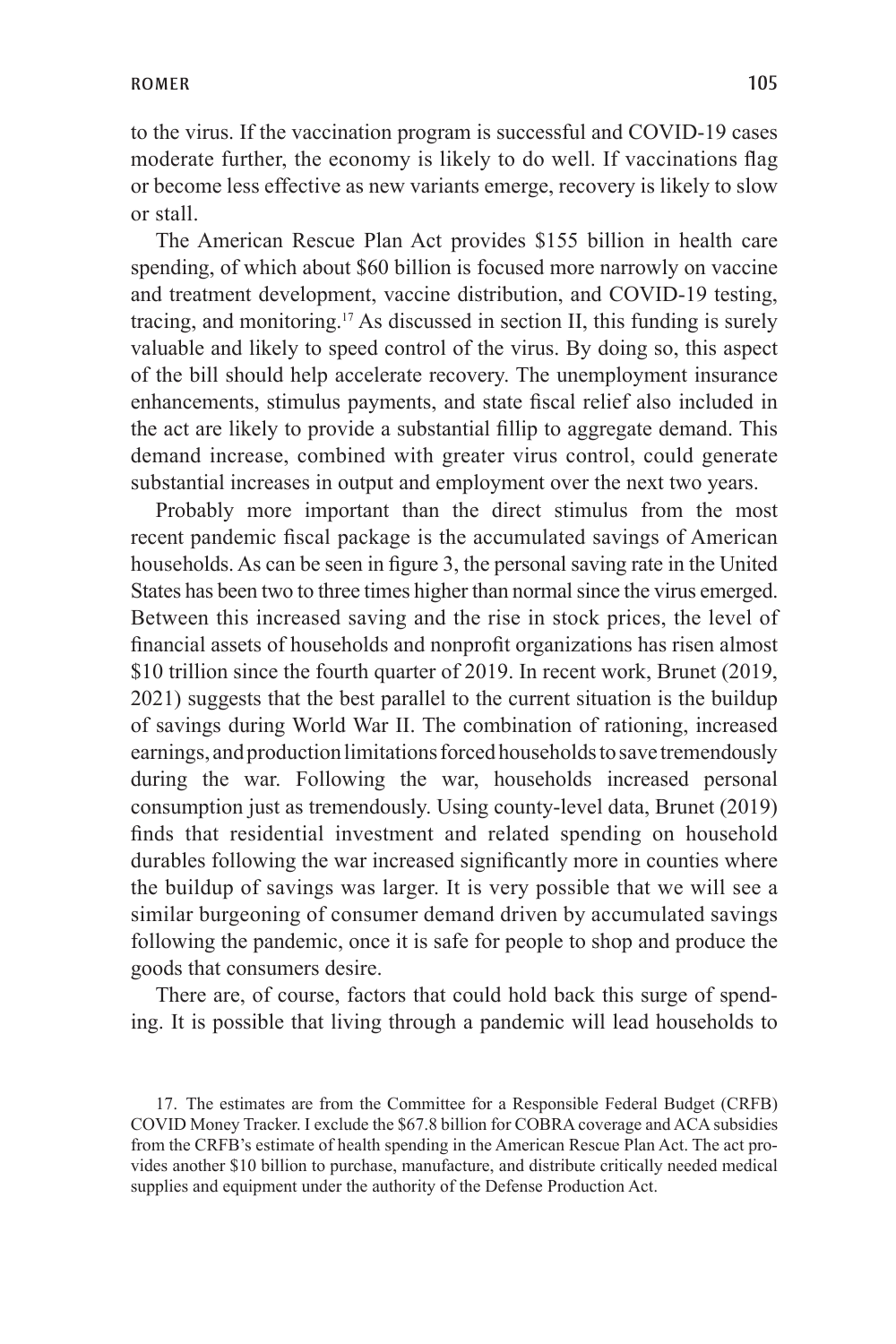to the virus. If the vaccination program is successful and COVID-19 cases moderate further, the economy is likely to do well. If vaccinations flag or become less effective as new variants emerge, recovery is likely to slow or stall.

The American Rescue Plan Act provides $155 billion in health care spending, of which about $60 billion is focused more narrowly on vaccine and treatment development, vaccine distribution, and COVID-19 testing, tracing, and monitoring.[17] As discussed in section II, this funding is surely valuable and likely to speed control of the virus. By doing so, this aspect of the bill should help accelerate recovery. The unemployment insurance enhancements, stimulus payments, and state fiscal relief also included in the act are likely to provide a substantial fillip to aggregate demand. This demand increase, combined with greater virus control, could generate substantial increases in output and employment over the next two years.

Probably more important than the direct stimulus from the most recent pandemic fiscal package is the accumulated savings of American households. As can be seen in figure 3, the personal saving rate in the United States has been two to three times higher than normal since the virus emerged. Between this increased saving and the rise in stock prices, the level of financial assets of households and nonprofit organizations has risen almost $10 trillion since the fourth quarter of 2019. In recent work, Brunet (2019, 2021) suggests that the best parallel to the current situation is the buildup of savings during World War II. The combination of rationing, increased earnings, and production limitations forced households to save tremendously during the war. Following the war, households increased personal consumption just as tremendously. Using county-level data, Brunet (2019) finds that residential investment and related spending on household durables following the war increased significantly more in counties where the buildup of savings was larger. It is very possible that we will see a similar burgeoning of consumer demand driven by accumulated savings following the pandemic, once it is safe for people to shop and produce the goods that consumers desire.

There are, of course, factors that could hold back this surge of spending. It is possible that living through a pandemic will lead households to

17. The estimates are from the Committee for a Responsible Federal Budget (CRFB) COVID Money Tracker. I exclude the $67.8 billion for COBRA coverage and ACA subsidies from the CRFB's estimate of health spending in the American Rescue Plan Act. The act provides another $10 billion to purchase, manufacture, and distribute critically needed medical supplies and equipment under the authority of the Defense Production Act.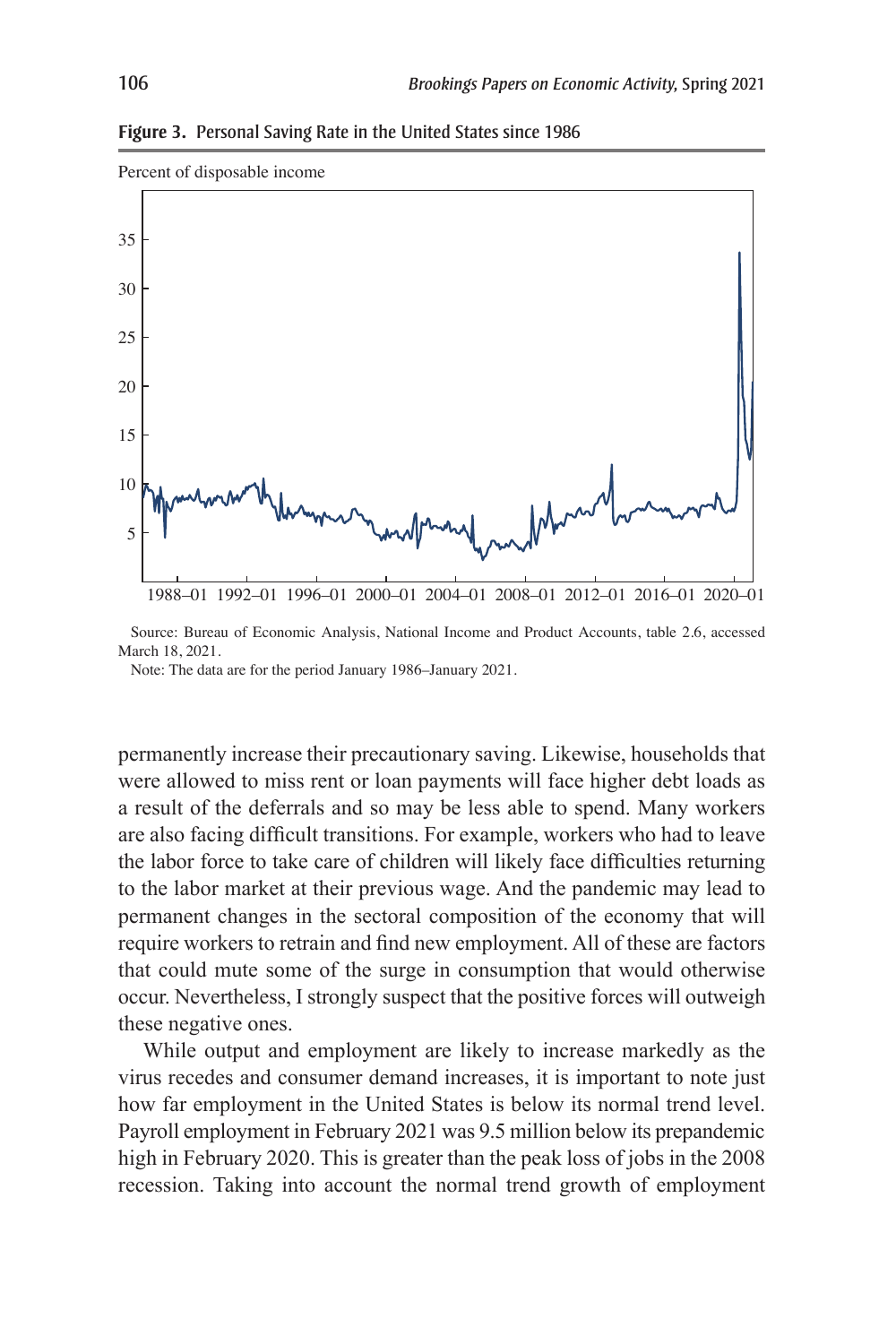**Figure 3. Personal Saving Rate in the United States since 1986**

Source: Bureau of Economic Analysis, National Income and Product Accounts, table 2.6, accessed March 18, 2021.

Note: The data are for the period January 1986–January 2021.

permanently increase their precautionary saving. Likewise, households that were allowed to miss rent or loan payments will face higher debt loads as a result of the deferrals and so may be less able to spend. Many workers are also facing difficult transitions. For example, workers who had to leave the labor force to take care of children will likely face difficulties returning to the labor market at their previous wage. And the pandemic may lead to permanent changes in the sectoral composition of the economy that will require workers to retrain and find new employment. All of these are factors that could mute some of the surge in consumption that would otherwise occur. Nevertheless, I strongly suspect that the positive forces will outweigh these negative ones.

While output and employment are likely to increase markedly as the virus recedes and consumer demand increases, it is important to note just how far employment in the United States is below its normal trend level. Payroll employment in February 2021 was 9.5 million below its prepandemic high in February 2020. This is greater than the peak loss of jobs in the 2008 recession. Taking into account the normal trend growth of employment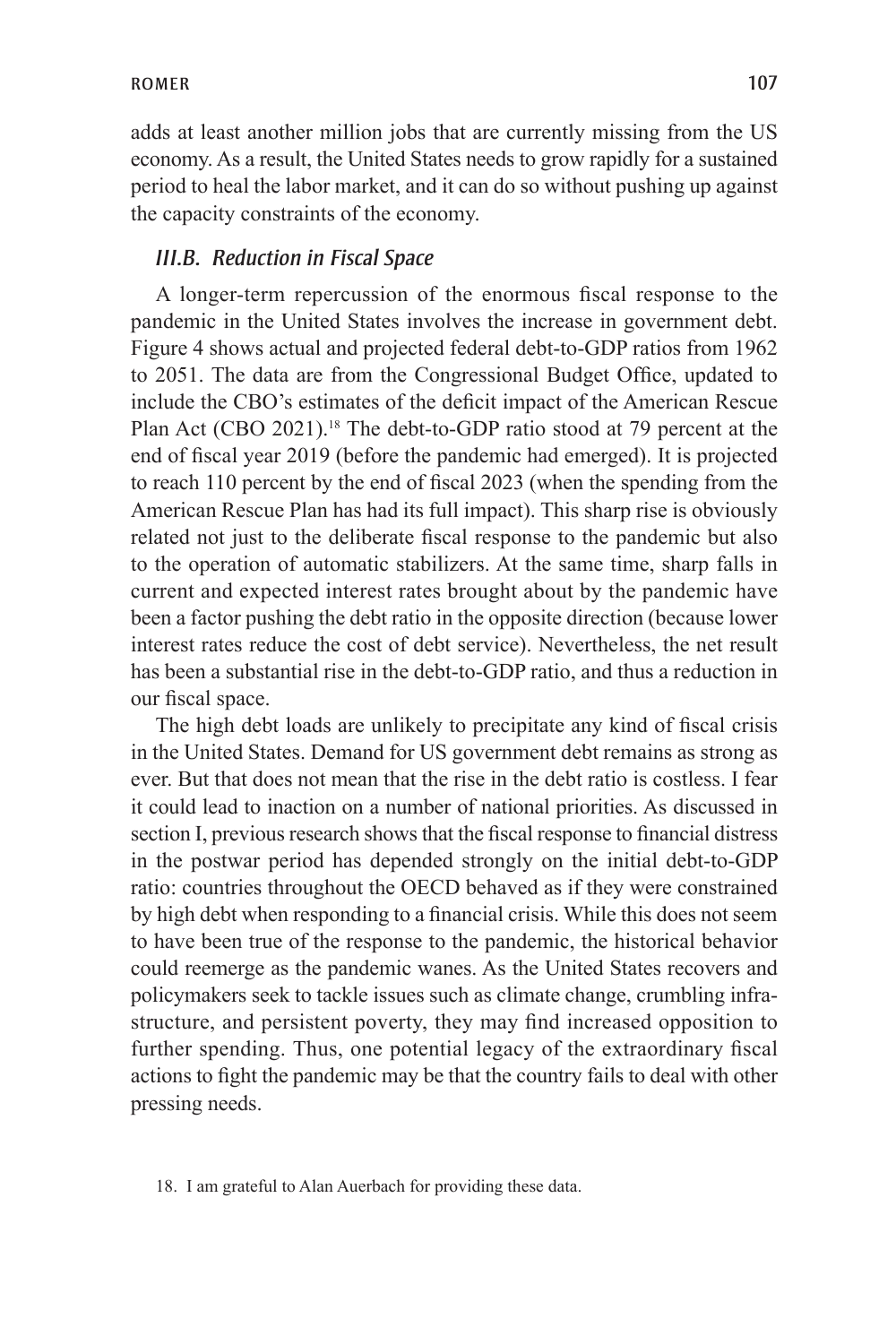adds at least another million jobs that are currently missing from the US economy. As a result, the United States needs to grow rapidly for a sustained period to heal the labor market, and it can do so without pushing up against the capacity constraints of the economy.

### *III.B. Reduction in Fiscal Space*

A longer-term repercussion of the enormous fiscal response to the pandemic in the United States involves the increase in government debt. Figure 4 shows actual and projected federal debt-to-GDP ratios from 1962 to 2051. The data are from the Congressional Budget Office, updated to include the CBO's estimates of the deficit impact of the American Rescue Plan Act (CBO 2021).[18] The debt-to-GDP ratio stood at 79 percent at the end of fiscal year 2019 (before the pandemic had emerged). It is projected to reach 110 percent by the end of fiscal 2023 (when the spending from the American Rescue Plan has had its full impact). This sharp rise is obviously related not just to the deliberate fiscal response to the pandemic but also to the operation of automatic stabilizers. At the same time, sharp falls in current and expected interest rates brought about by the pandemic have been a factor pushing the debt ratio in the opposite direction (because lower interest rates reduce the cost of debt service). Nevertheless, the net result has been a substantial rise in the debt-to-GDP ratio, and thus a reduction in our fiscal space.

The high debt loads are unlikely to precipitate any kind of fiscal crisis in the United States. Demand for US government debt remains as strong as ever. But that does not mean that the rise in the debt ratio is costless. I fear it could lead to inaction on a number of national priorities. As discussed in section I, previous research shows that the fiscal response to financial distress in the postwar period has depended strongly on the initial debt-to-GDP ratio: countries throughout the OECD behaved as if they were constrained by high debt when responding to a financial crisis. While this does not seem to have been true of the response to the pandemic, the historical behavior could reemerge as the pandemic wanes. As the United States recovers and policymakers seek to tackle issues such as climate change, crumbling infrastructure, and persistent poverty, they may find increased opposition to further spending. Thus, one potential legacy of the extraordinary fiscal actions to fight the pandemic may be that the country fails to deal with other pressing needs.

18. I am grateful to Alan Auerbach for providing these data.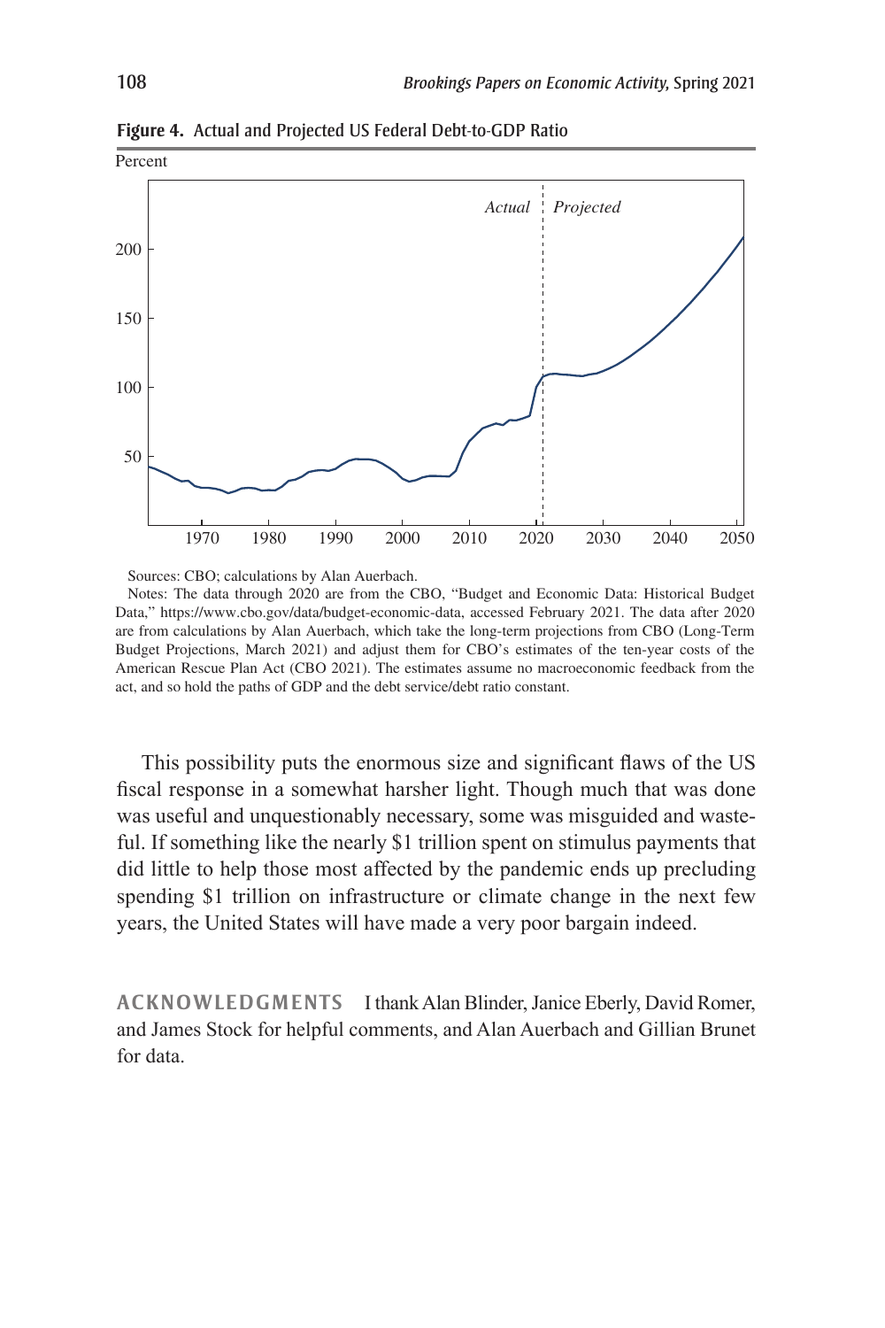**Figure 4.** Actual and Projected US Federal Debt-to-GDP Ratio

Sources: CBO; calculations by Alan Auerbach.

Notes: The data through 2020 are from the CBO, "Budget and Economic Data: Historical Budget Data," https://www.cbo.gov/data/budget-economic-data, accessed February 2021. The data after 2020 are from calculations by Alan Auerbach, which take the long-term projections from CBO (Long-Term Budget Projections, March 2021) and adjust them for CBO's estimates of the ten-year costs of the American Rescue Plan Act (CBO 2021). The estimates assume no macroeconomic feedback from the act, and so hold the paths of GDP and the debt service/debt ratio constant.

This possibility puts the enormous size and significant flaws of the US fiscal response in a somewhat harsher light. Though much that was done was useful and unquestionably necessary, some was misguided and wasteful. If something like the nearly $1 trillion spent on stimulus payments that did little to help those most affected by the pandemic ends up precluding spending $1 trillion on infrastructure or climate change in the next few years, the United States will have made a very poor bargain indeed.

**ACKNOWLEDGMENTS** I thank Alan Blinder, Janice Eberly, David Romer, and James Stock for helpful comments, and Alan Auerbach and Gillian Brunet for data.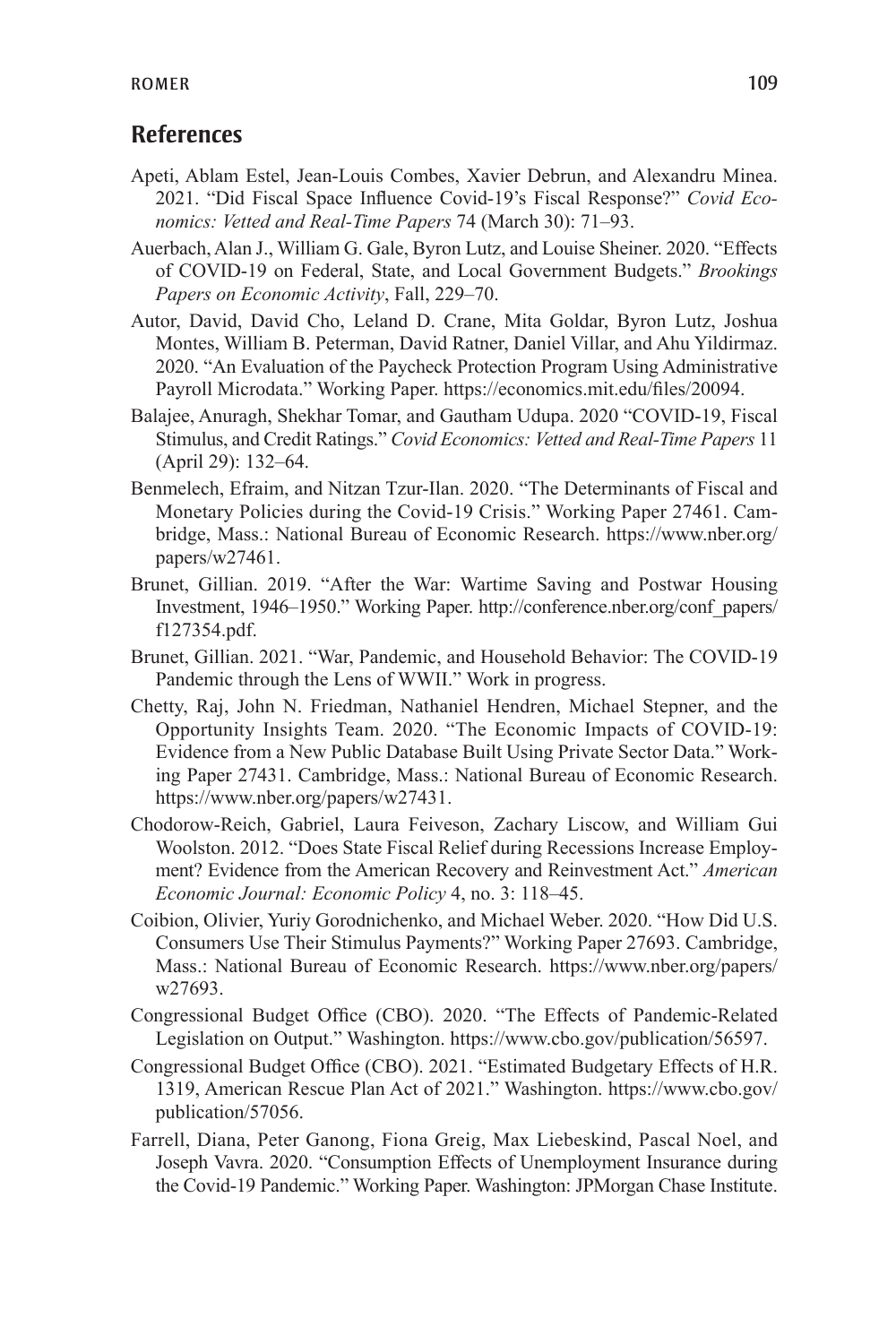## References

Apeti, Ablam Estel, Jean-Louis Combes, Xavier Debrun, and Alexandru Minea. 2021. "Did Fiscal Space Influence Covid-19's Fiscal Response?" *Covid Economics: Vetted and Real-Time Papers* 74 (March 30): 71–93.

Auerbach, Alan J., William G. Gale, Byron Lutz, and Louise Sheiner. 2020. "Effects of COVID-19 on Federal, State, and Local Government Budgets." *Brookings Papers on Economic Activity*, Fall, 229–70.

Autor, David, David Cho, Leland D. Crane, Mita Goldar, Byron Lutz, Joshua Montes, William B. Peterman, David Ratner, Daniel Villar, and Ahu Yildirmaz. 2020. "An Evaluation of the Paycheck Protection Program Using Administrative Payroll Microdata." Working Paper. https://economics.mit.edu/files/20094.

Balajee, Anuragh, Shekhar Tomar, and Gautham Udupa. 2020 "COVID-19, Fiscal Stimulus, and Credit Ratings." *Covid Economics: Vetted and Real-Time Papers* 11 (April 29): 132–64.

Benmelech, Efraim, and Nitzan Tzur-Ilan. 2020. "The Determinants of Fiscal and Monetary Policies during the Covid-19 Crisis." Working Paper 27461. Cambridge, Mass.: National Bureau of Economic Research. https://www.nber.org/papers/w27461.

Brunet, Gillian. 2019. "After the War: Wartime Saving and Postwar Housing Investment, 1946–1950." Working Paper. http://conference.nber.org/conf_papers/f127354.pdf.

Brunet, Gillian. 2021. "War, Pandemic, and Household Behavior: The COVID-19 Pandemic through the Lens of WWII." Work in progress.

Chetty, Raj, John N. Friedman, Nathaniel Hendren, Michael Stepner, and the Opportunity Insights Team. 2020. "The Economic Impacts of COVID-19: Evidence from a New Public Database Built Using Private Sector Data." Working Paper 27431. Cambridge, Mass.: National Bureau of Economic Research. https://www.nber.org/papers/w27431.

Chodorow-Reich, Gabriel, Laura Feiveson, Zachary Liscow, and William Gui Woolston. 2012. "Does State Fiscal Relief during Recessions Increase Employment? Evidence from the American Recovery and Reinvestment Act." *American Economic Journal: Economic Policy* 4, no. 3: 118–45.

Coibion, Olivier, Yuriy Gorodnichenko, and Michael Weber. 2020. "How Did U.S. Consumers Use Their Stimulus Payments?" Working Paper 27693. Cambridge, Mass.: National Bureau of Economic Research. https://www.nber.org/papers/w27693.

Congressional Budget Office (CBO). 2020. "The Effects of Pandemic-Related Legislation on Output." Washington. https://www.cbo.gov/publication/56597.

Congressional Budget Office (CBO). 2021. "Estimated Budgetary Effects of H.R. 1319, American Rescue Plan Act of 2021." Washington. https://www.cbo.gov/publication/57056.

Farrell, Diana, Peter Ganong, Fiona Greig, Max Liebeskind, Pascal Noel, and Joseph Vavra. 2020. "Consumption Effects of Unemployment Insurance during the Covid-19 Pandemic." Working Paper. Washington: JPMorgan Chase Institute.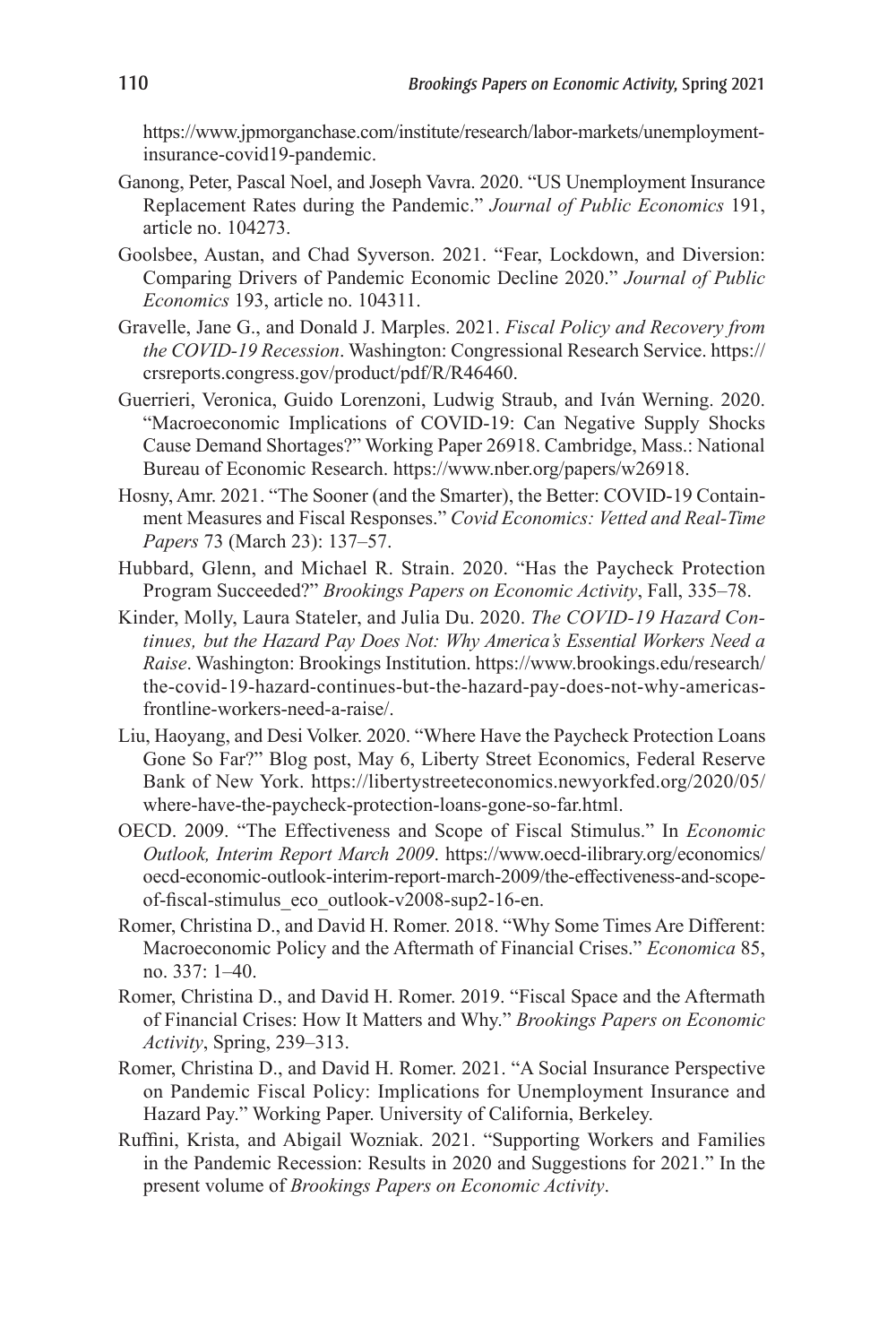https://www.jpmorganchase.com/institute/research/labor-markets/unemployment-insurance-covid19-pandemic.

Ganong, Peter, Pascal Noel, and Joseph Vavra. 2020. "US Unemployment Insurance Replacement Rates during the Pandemic." *Journal of Public Economics* 191, article no. 104273.

Goolsbee, Austan, and Chad Syverson. 2021. "Fear, Lockdown, and Diversion: Comparing Drivers of Pandemic Economic Decline 2020." *Journal of Public Economics* 193, article no. 104311.

Gravelle, Jane G., and Donald J. Marples. 2021. *Fiscal Policy and Recovery from the COVID-19 Recession*. Washington: Congressional Research Service. https://crsreports.congress.gov/product/pdf/R/R46460.

Guerrieri, Veronica, Guido Lorenzoni, Ludwig Straub, and Iván Werning. 2020. "Macroeconomic Implications of COVID-19: Can Negative Supply Shocks Cause Demand Shortages?" Working Paper 26918. Cambridge, Mass.: National Bureau of Economic Research. https://www.nber.org/papers/w26918.

Hosny, Amr. 2021. "The Sooner (and the Smarter), the Better: COVID-19 Containment Measures and Fiscal Responses." *Covid Economics: Vetted and Real-Time Papers* 73 (March 23): 137–57.

Hubbard, Glenn, and Michael R. Strain. 2020. "Has the Paycheck Protection Program Succeeded?" *Brookings Papers on Economic Activity*, Fall, 335–78.

Kinder, Molly, Laura Stateler, and Julia Du. 2020. *The COVID-19 Hazard Continues, but the Hazard Pay Does Not: Why America's Essential Workers Need a Raise*. Washington: Brookings Institution. https://www.brookings.edu/research/the-covid-19-hazard-continues-but-the-hazard-pay-does-not-why-americas-frontline-workers-need-a-raise/.

Liu, Haoyang, and Desi Volker. 2020. "Where Have the Paycheck Protection Loans Gone So Far?" Blog post, May 6, Liberty Street Economics, Federal Reserve Bank of New York. https://libertystreeteconomics.newyorkfed.org/2020/05/where-have-the-paycheck-protection-loans-gone-so-far.html.

OECD. 2009. "The Effectiveness and Scope of Fiscal Stimulus." In *Economic Outlook, Interim Report March 2009*. https://www.oecd-ilibrary.org/economics/oecd-economic-outlook-interim-report-march-2009/the-effectiveness-and-scope-of-fiscal-stimulus_eco_outlook-v2008-sup2-16-en.

Romer, Christina D., and David H. Romer. 2018. "Why Some Times Are Different: Macroeconomic Policy and the Aftermath of Financial Crises." *Economica* 85, no. 337: 1–40.

Romer, Christina D., and David H. Romer. 2019. "Fiscal Space and the Aftermath of Financial Crises: How It Matters and Why." *Brookings Papers on Economic Activity*, Spring, 239–313.

Romer, Christina D., and David H. Romer. 2021. "A Social Insurance Perspective on Pandemic Fiscal Policy: Implications for Unemployment Insurance and Hazard Pay." Working Paper. University of California, Berkeley.

Ruffini, Krista, and Abigail Wozniak. 2021. "Supporting Workers and Families in the Pandemic Recession: Results in 2020 and Suggestions for 2021." In the present volume of *Brookings Papers on Economic Activity*.